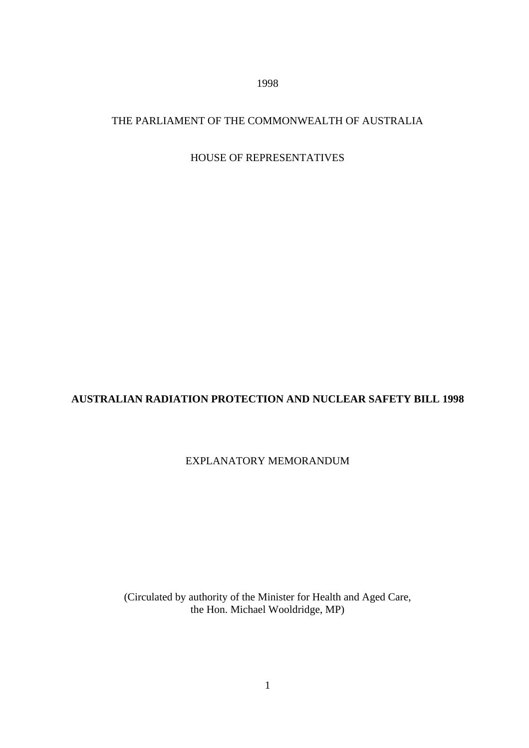1998

THE PARLIAMENT OF THE COMMONWEALTH OF AUSTRALIA

HOUSE OF REPRESENTATIVES

**AUSTRALIAN RADIATION PROTECTION AND NUCLEAR SAFETY BILL 1998**

EXPLANATORY MEMORANDUM

(Circulated by authority of the Minister for Health and Aged Care, the Hon. Michael Wooldridge, MP)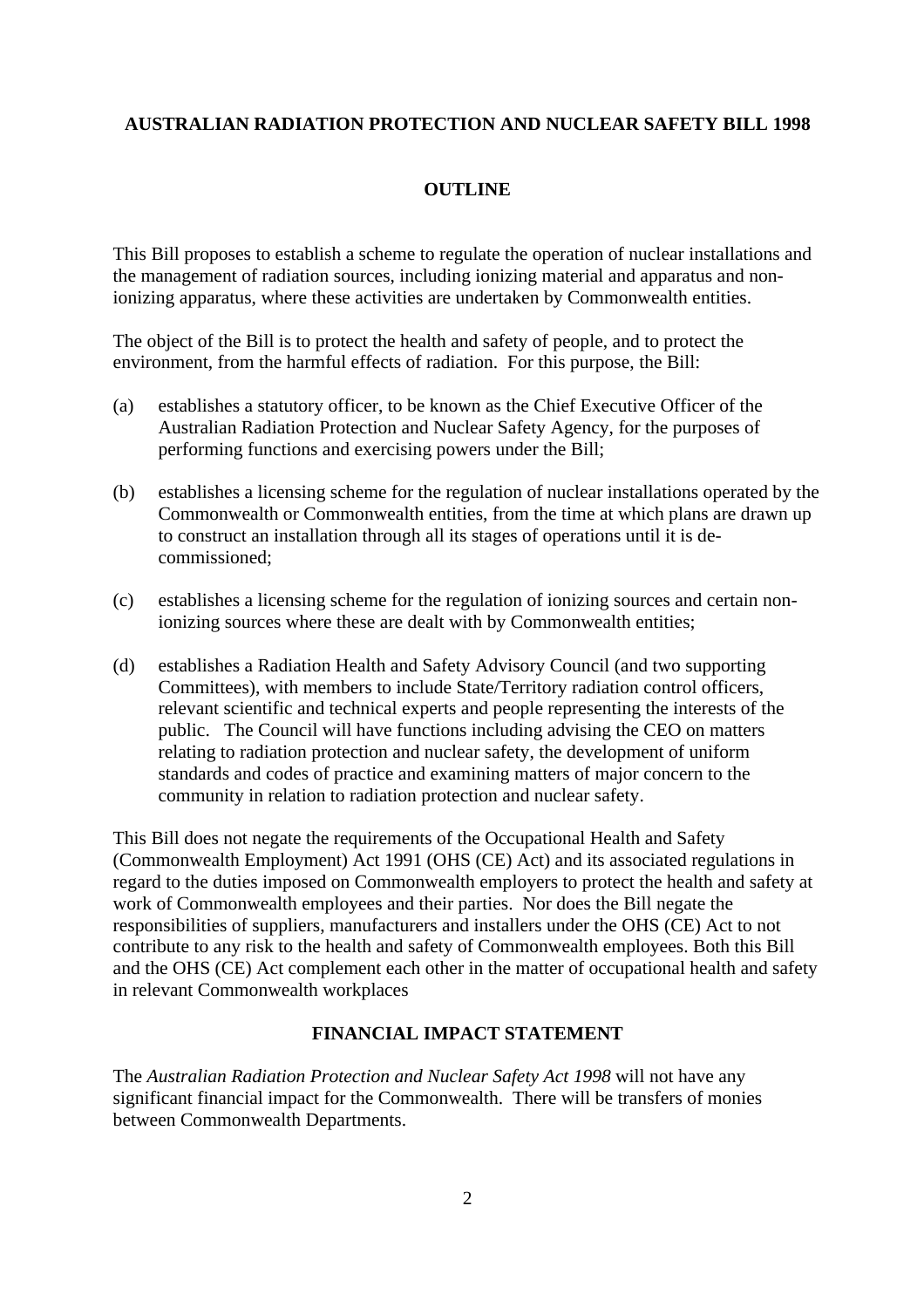**AUSTRALIAN RADIATION PROTECTION AND NUCLEAR SAFETY BILL 1998**

## OUTLINE

This Bill proposes to establish a scheme to regulate the operation of nuclear installations and the management of radiation sources, including ionizing material and apparatus and non-ionizing apparatus, where these activities are undertaken by Commonwealth entities.

The object of the Bill is to protect the health and safety of people, and to protect the environment, from the harmful effects of radiation. For this purpose, the Bill:

(a) establishes a statutory officer, to be known as the Chief Executive Officer of the Australian Radiation Protection and Nuclear Safety Agency, for the purposes of performing functions and exercising powers under the Bill;

(b) establishes a licensing scheme for the regulation of nuclear installations operated by the Commonwealth or Commonwealth entities, from the time at which plans are drawn up to construct an installation through all its stages of operations until it is de-commissioned;

(c) establishes a licensing scheme for the regulation of ionizing sources and certain non-ionizing sources where these are dealt with by Commonwealth entities;

(d) establishes a Radiation Health and Safety Advisory Council (and two supporting Committees), with members to include State/Territory radiation control officers, relevant scientific and technical experts and people representing the interests of the public. The Council will have functions including advising the CEO on matters relating to radiation protection and nuclear safety, the development of uniform standards and codes of practice and examining matters of major concern to the community in relation to radiation protection and nuclear safety.

This Bill does not negate the requirements of the Occupational Health and Safety (Commonwealth Employment) Act 1991 (OHS (CE) Act) and its associated regulations in regard to the duties imposed on Commonwealth employers to protect the health and safety at work of Commonwealth employees and their parties. Nor does the Bill negate the responsibilities of suppliers, manufacturers and installers under the OHS (CE) Act to not contribute to any risk to the health and safety of Commonwealth employees. Both this Bill and the OHS (CE) Act complement each other in the matter of occupational health and safety in relevant Commonwealth workplaces

## FINANCIAL IMPACT STATEMENT

The *Australian Radiation Protection and Nuclear Safety Act 1998* will not have any significant financial impact for the Commonwealth. There will be transfers of monies between Commonwealth Departments.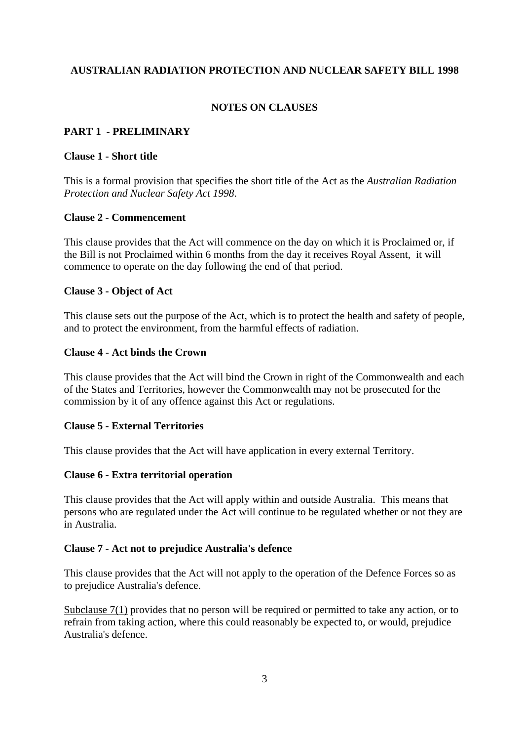# AUSTRALIAN RADIATION PROTECTION AND NUCLEAR SAFETY BILL 1998

## NOTES ON CLAUSES

## PART 1 - PRELIMINARY

### Clause 1 - Short title

This is a formal provision that specifies the short title of the Act as the *Australian Radiation Protection and Nuclear Safety Act 1998*.

### Clause 2 - Commencement

This clause provides that the Act will commence on the day on which it is Proclaimed or, if the Bill is not Proclaimed within 6 months from the day it receives Royal Assent, it will commence to operate on the day following the end of that period.

### Clause 3 - Object of Act

This clause sets out the purpose of the Act, which is to protect the health and safety of people, and to protect the environment, from the harmful effects of radiation.

### Clause 4 - Act binds the Crown

This clause provides that the Act will bind the Crown in right of the Commonwealth and each of the States and Territories, however the Commonwealth may not be prosecuted for the commission by it of any offence against this Act or regulations.

### Clause 5 - External Territories

This clause provides that the Act will have application in every external Territory.

### Clause 6 - Extra territorial operation

This clause provides that the Act will apply within and outside Australia. This means that persons who are regulated under the Act will continue to be regulated whether or not they are in Australia.

### Clause 7 - Act not to prejudice Australia's defence

This clause provides that the Act will not apply to the operation of the Defence Forces so as to prejudice Australia's defence.

Subclause 7(1) provides that no person will be required or permitted to take any action, or to refrain from taking action, where this could reasonably be expected to, or would, prejudice Australia's defence.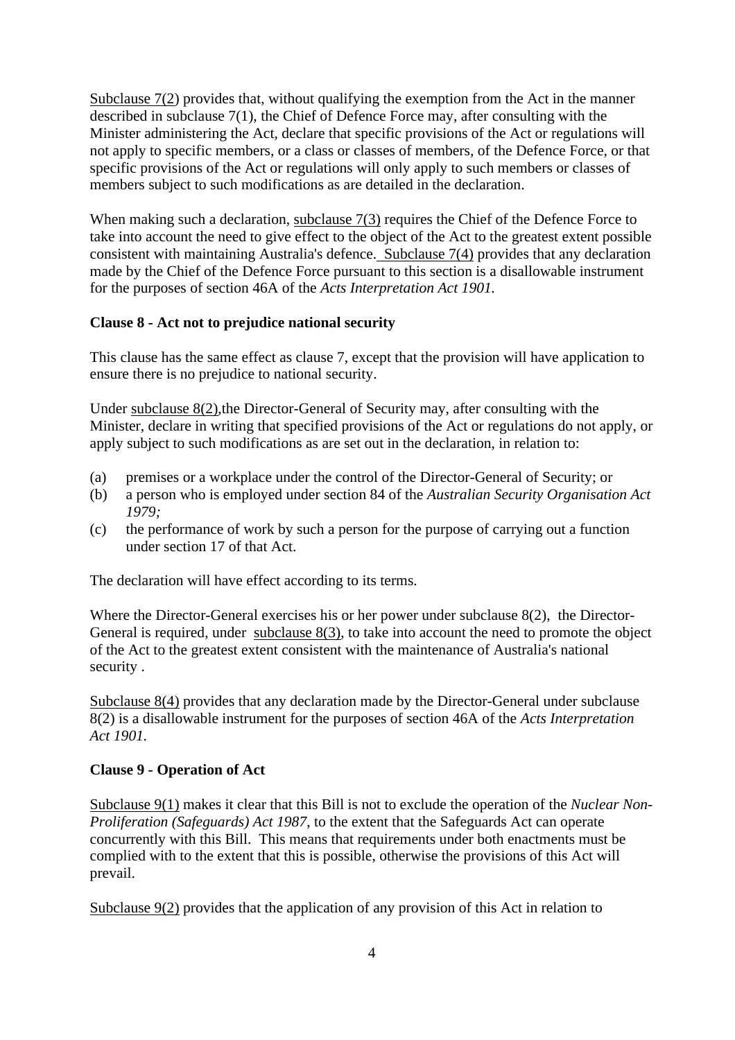Subclause 7(2) provides that, without qualifying the exemption from the Act in the manner described in subclause 7(1), the Chief of Defence Force may, after consulting with the Minister administering the Act, declare that specific provisions of the Act or regulations will not apply to specific members, or a class or classes of members, of the Defence Force, or that specific provisions of the Act or regulations will only apply to such members or classes of members subject to such modifications as are detailed in the declaration.

When making such a declaration, subclause 7(3) requires the Chief of the Defence Force to take into account the need to give effect to the object of the Act to the greatest extent possible consistent with maintaining Australia's defence. Subclause 7(4) provides that any declaration made by the Chief of the Defence Force pursuant to this section is a disallowable instrument for the purposes of section 46A of the *Acts Interpretation Act 1901.*

**Clause 8 - Act not to prejudice national security**

This clause has the same effect as clause 7, except that the provision will have application to ensure there is no prejudice to national security.

Under subclause 8(2),the Director-General of Security may, after consulting with the Minister, declare in writing that specified provisions of the Act or regulations do not apply, or apply subject to such modifications as are set out in the declaration, in relation to:

(a) premises or a workplace under the control of the Director-General of Security; or
(b) a person who is employed under section 84 of the *Australian Security Organisation Act 1979;*
(c) the performance of work by such a person for the purpose of carrying out a function under section 17 of that Act.

The declaration will have effect according to its terms.

Where the Director-General exercises his or her power under subclause 8(2), the Director-General is required, under subclause 8(3), to take into account the need to promote the object of the Act to the greatest extent consistent with the maintenance of Australia's national security .

Subclause 8(4) provides that any declaration made by the Director-General under subclause 8(2) is a disallowable instrument for the purposes of section 46A of the *Acts Interpretation Act 1901.*

**Clause 9 - Operation of Act**

Subclause 9(1) makes it clear that this Bill is not to exclude the operation of the *Nuclear Non-Proliferation (Safeguards) Act 1987*, to the extent that the Safeguards Act can operate concurrently with this Bill. This means that requirements under both enactments must be complied with to the extent that this is possible, otherwise the provisions of this Act will prevail.

Subclause 9(2) provides that the application of any provision of this Act in relation to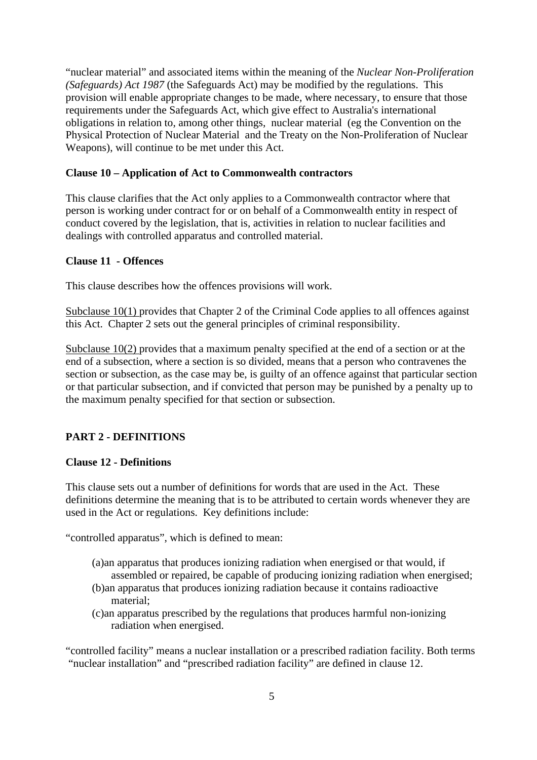"nuclear material" and associated items within the meaning of the *Nuclear Non-Proliferation (Safeguards) Act 1987* (the Safeguards Act) may be modified by the regulations. This provision will enable appropriate changes to be made, where necessary, to ensure that those requirements under the Safeguards Act, which give effect to Australia's international obligations in relation to, among other things, nuclear material (eg the Convention on the Physical Protection of Nuclear Material and the Treaty on the Non-Proliferation of Nuclear Weapons), will continue to be met under this Act.

**Clause 10 – Application of Act to Commonwealth contractors**

This clause clarifies that the Act only applies to a Commonwealth contractor where that person is working under contract for or on behalf of a Commonwealth entity in respect of conduct covered by the legislation, that is, activities in relation to nuclear facilities and dealings with controlled apparatus and controlled material.

**Clause 11 - Offences**

This clause describes how the offences provisions will work.

<u>Subclause 10(1)</u> provides that Chapter 2 of the Criminal Code applies to all offences against this Act. Chapter 2 sets out the general principles of criminal responsibility.

<u>Subclause 10(2)</u> provides that a maximum penalty specified at the end of a section or at the end of a subsection, where a section is so divided, means that a person who contravenes the section or subsection, as the case may be, is guilty of an offence against that particular section or that particular subsection, and if convicted that person may be punished by a penalty up to the maximum penalty specified for that section or subsection.

## PART 2 - DEFINITIONS

**Clause 12 - Definitions**

This clause sets out a number of definitions for words that are used in the Act. These definitions determine the meaning that is to be attributed to certain words whenever they are used in the Act or regulations. Key definitions include:

"controlled apparatus", which is defined to mean:

- (a) an apparatus that produces ionizing radiation when energised or that would, if assembled or repaired, be capable of producing ionizing radiation when energised;
- (b) an apparatus that produces ionizing radiation because it contains radioactive material;
- (c) an apparatus prescribed by the regulations that produces harmful non-ionizing radiation when energised.

"controlled facility" means a nuclear installation or a prescribed radiation facility. Both terms "nuclear installation" and "prescribed radiation facility" are defined in clause 12.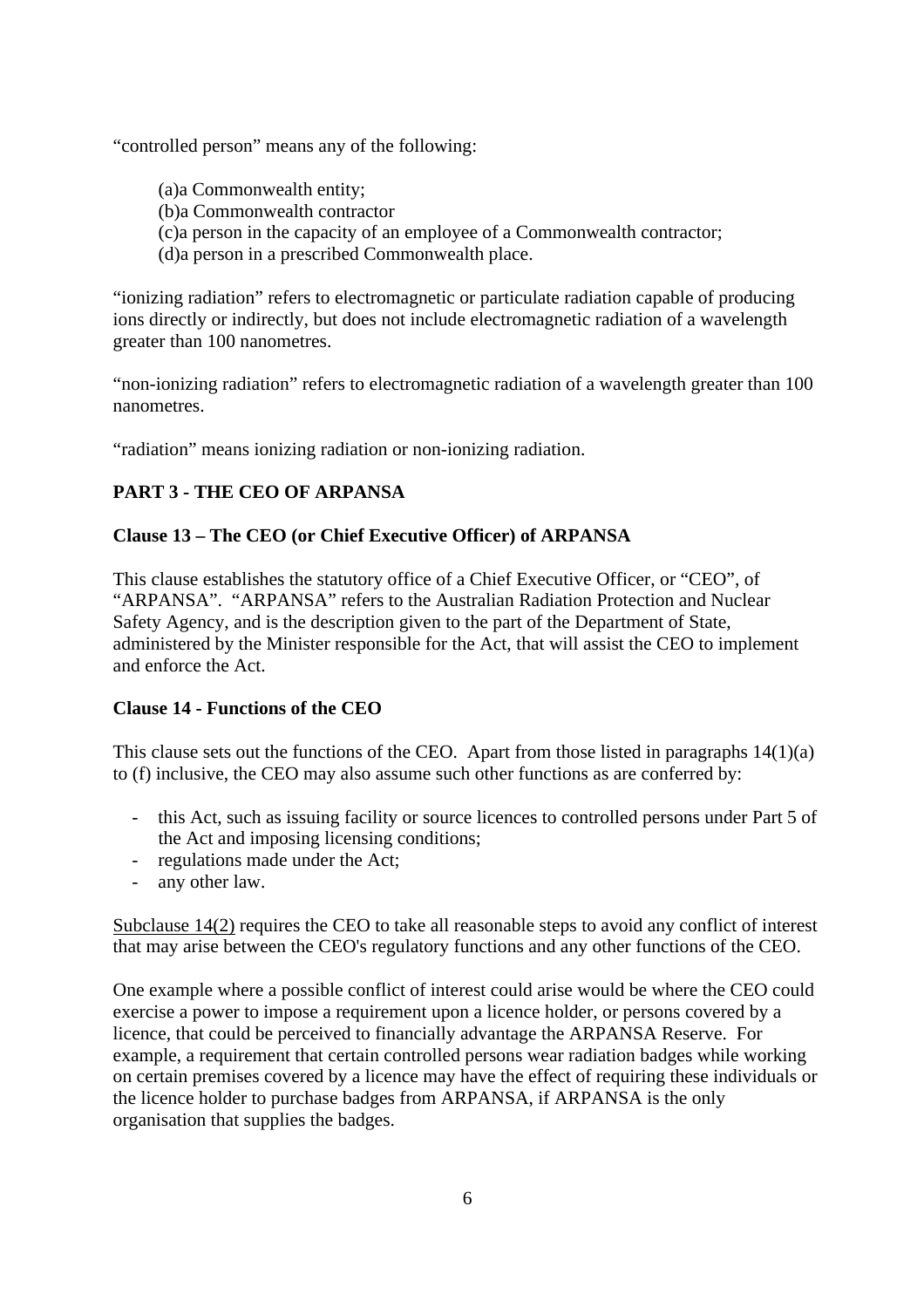"controlled person" means any of the following:

(a)a Commonwealth entity;
(b)a Commonwealth contractor
(c)a person in the capacity of an employee of a Commonwealth contractor;
(d)a person in a prescribed Commonwealth place.

"ionizing radiation" refers to electromagnetic or particulate radiation capable of producing ions directly or indirectly, but does not include electromagnetic radiation of a wavelength greater than 100 nanometres.

"non-ionizing radiation" refers to electromagnetic radiation of a wavelength greater than 100 nanometres.

"radiation" means ionizing radiation or non-ionizing radiation.

## PART 3 - THE CEO OF ARPANSA

### Clause 13 – The CEO (or Chief Executive Officer) of ARPANSA

This clause establishes the statutory office of a Chief Executive Officer, or "CEO", of "ARPANSA". "ARPANSA" refers to the Australian Radiation Protection and Nuclear Safety Agency, and is the description given to the part of the Department of State, administered by the Minister responsible for the Act, that will assist the CEO to implement and enforce the Act.

### Clause 14 - Functions of the CEO

This clause sets out the functions of the CEO. Apart from those listed in paragraphs 14(1)(a) to (f) inclusive, the CEO may also assume such other functions as are conferred by:

- this Act, such as issuing facility or source licences to controlled persons under Part 5 of the Act and imposing licensing conditions;
- regulations made under the Act;
- any other law.

Subclause 14(2) requires the CEO to take all reasonable steps to avoid any conflict of interest that may arise between the CEO's regulatory functions and any other functions of the CEO.

One example where a possible conflict of interest could arise would be where the CEO could exercise a power to impose a requirement upon a licence holder, or persons covered by a licence, that could be perceived to financially advantage the ARPANSA Reserve. For example, a requirement that certain controlled persons wear radiation badges while working on certain premises covered by a licence may have the effect of requiring these individuals or the licence holder to purchase badges from ARPANSA, if ARPANSA is the only organisation that supplies the badges.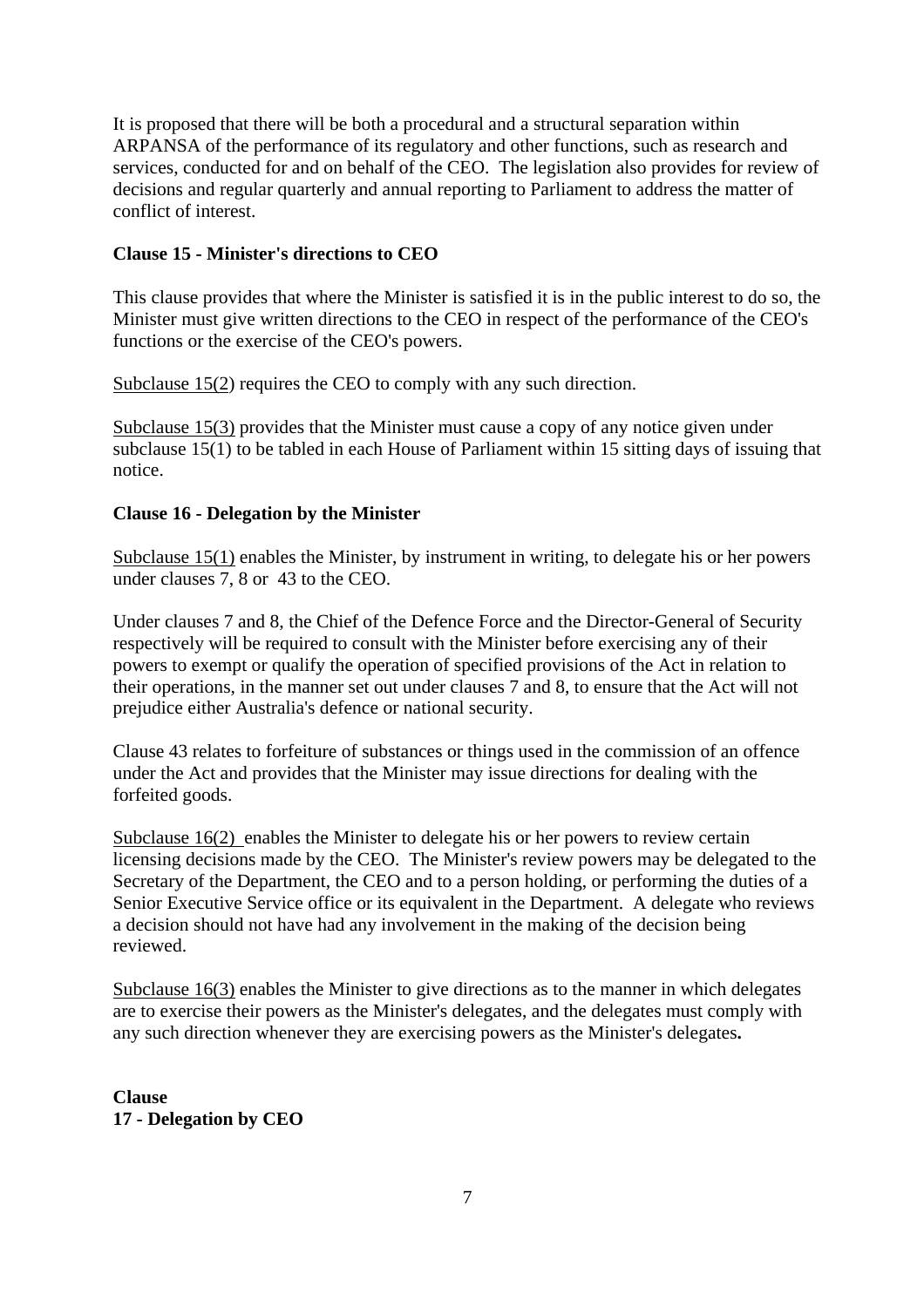It is proposed that there will be both a procedural and a structural separation within ARPANSA of the performance of its regulatory and other functions, such as research and services, conducted for and on behalf of the CEO. The legislation also provides for review of decisions and regular quarterly and annual reporting to Parliament to address the matter of conflict of interest.

**Clause 15 - Minister's directions to CEO**

This clause provides that where the Minister is satisfied it is in the public interest to do so, the Minister must give written directions to the CEO in respect of the performance of the CEO's functions or the exercise of the CEO's powers.

Subclause 15(2) requires the CEO to comply with any such direction.

Subclause 15(3) provides that the Minister must cause a copy of any notice given under subclause 15(1) to be tabled in each House of Parliament within 15 sitting days of issuing that notice.

**Clause 16 - Delegation by the Minister**

Subclause 15(1) enables the Minister, by instrument in writing, to delegate his or her powers under clauses 7, 8 or 43 to the CEO.

Under clauses 7 and 8, the Chief of the Defence Force and the Director-General of Security respectively will be required to consult with the Minister before exercising any of their powers to exempt or qualify the operation of specified provisions of the Act in relation to their operations, in the manner set out under clauses 7 and 8, to ensure that the Act will not prejudice either Australia's defence or national security.

Clause 43 relates to forfeiture of substances or things used in the commission of an offence under the Act and provides that the Minister may issue directions for dealing with the forfeited goods.

Subclause 16(2) enables the Minister to delegate his or her powers to review certain licensing decisions made by the CEO. The Minister's review powers may be delegated to the Secretary of the Department, the CEO and to a person holding, or performing the duties of a Senior Executive Service office or its equivalent in the Department. A delegate who reviews a decision should not have had any involvement in the making of the decision being reviewed.

Subclause 16(3) enables the Minister to give directions as to the manner in which delegates are to exercise their powers as the Minister's delegates, and the delegates must comply with any such direction whenever they are exercising powers as the Minister's delegates.

**Clause 17 - Delegation by CEO**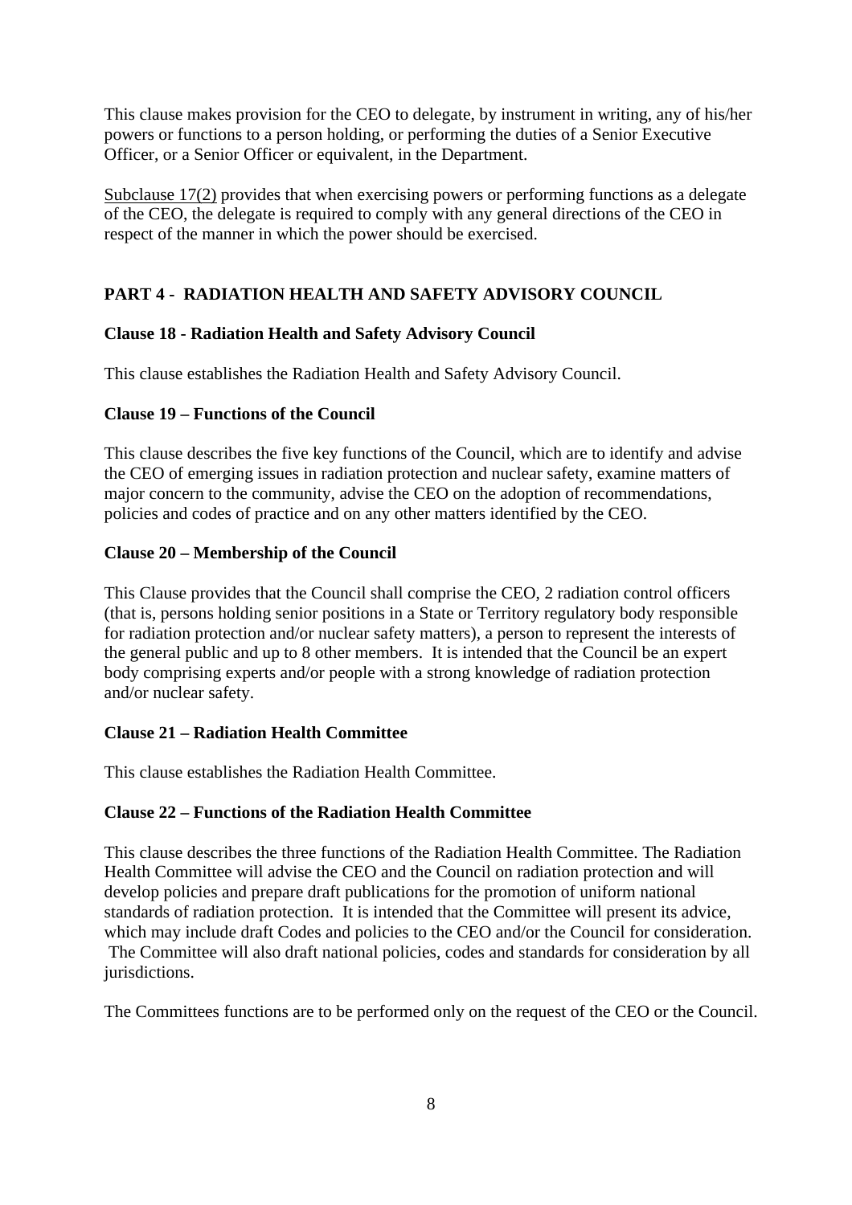This clause makes provision for the CEO to delegate, by instrument in writing, any of his/her powers or functions to a person holding, or performing the duties of a Senior Executive Officer, or a Senior Officer or equivalent, in the Department.

Subclause 17(2) provides that when exercising powers or performing functions as a delegate of the CEO, the delegate is required to comply with any general directions of the CEO in respect of the manner in which the power should be exercised.

## PART 4 - RADIATION HEALTH AND SAFETY ADVISORY COUNCIL

### Clause 18 - Radiation Health and Safety Advisory Council

This clause establishes the Radiation Health and Safety Advisory Council.

### Clause 19 – Functions of the Council

This clause describes the five key functions of the Council, which are to identify and advise the CEO of emerging issues in radiation protection and nuclear safety, examine matters of major concern to the community, advise the CEO on the adoption of recommendations, policies and codes of practice and on any other matters identified by the CEO.

### Clause 20 – Membership of the Council

This Clause provides that the Council shall comprise the CEO, 2 radiation control officers (that is, persons holding senior positions in a State or Territory regulatory body responsible for radiation protection and/or nuclear safety matters), a person to represent the interests of the general public and up to 8 other members. It is intended that the Council be an expert body comprising experts and/or people with a strong knowledge of radiation protection and/or nuclear safety.

### Clause 21 – Radiation Health Committee

This clause establishes the Radiation Health Committee.

### Clause 22 – Functions of the Radiation Health Committee

This clause describes the three functions of the Radiation Health Committee. The Radiation Health Committee will advise the CEO and the Council on radiation protection and will develop policies and prepare draft publications for the promotion of uniform national standards of radiation protection. It is intended that the Committee will present its advice, which may include draft Codes and policies to the CEO and/or the Council for consideration. The Committee will also draft national policies, codes and standards for consideration by all jurisdictions.

The Committees functions are to be performed only on the request of the CEO or the Council.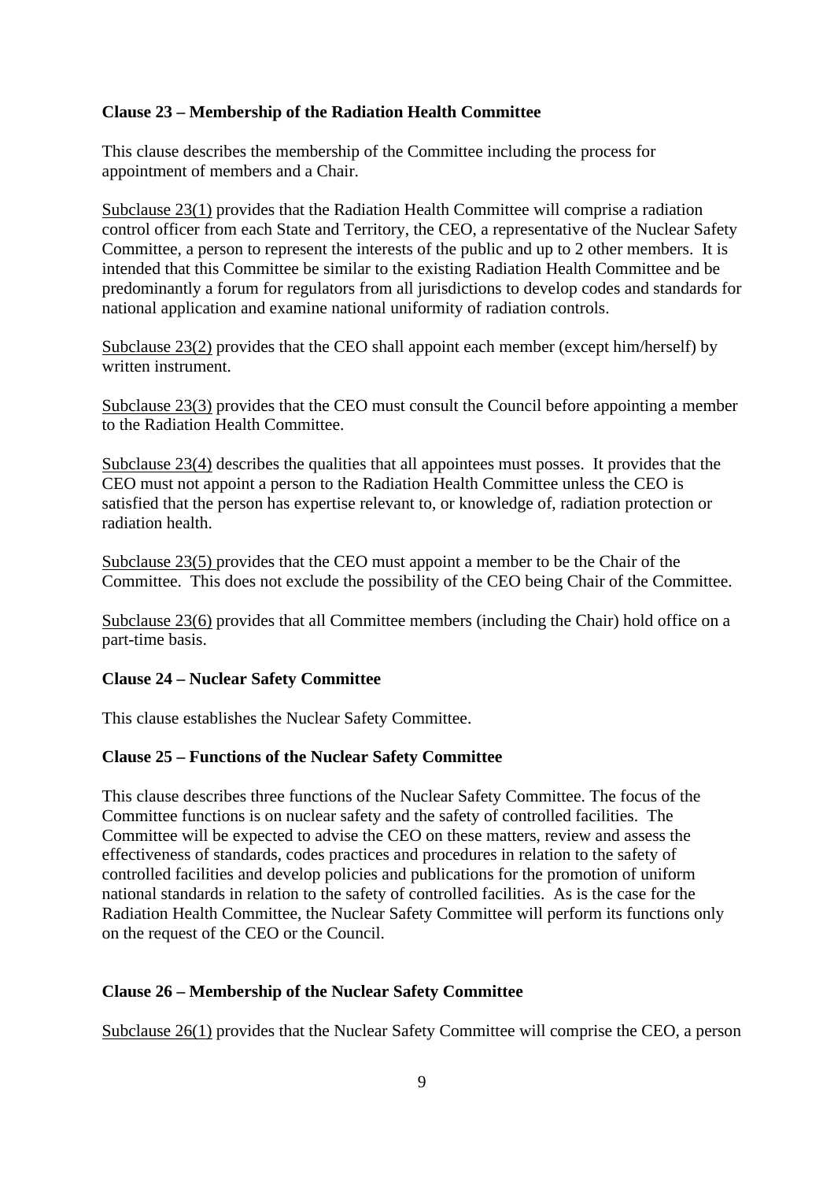**Clause 23 – Membership of the Radiation Health Committee**

This clause describes the membership of the Committee including the process for appointment of members and a Chair.

Subclause 23(1) provides that the Radiation Health Committee will comprise a radiation control officer from each State and Territory, the CEO, a representative of the Nuclear Safety Committee, a person to represent the interests of the public and up to 2 other members. It is intended that this Committee be similar to the existing Radiation Health Committee and be predominantly a forum for regulators from all jurisdictions to develop codes and standards for national application and examine national uniformity of radiation controls.

Subclause 23(2) provides that the CEO shall appoint each member (except him/herself) by written instrument.

Subclause 23(3) provides that the CEO must consult the Council before appointing a member to the Radiation Health Committee.

Subclause 23(4) describes the qualities that all appointees must posses. It provides that the CEO must not appoint a person to the Radiation Health Committee unless the CEO is satisfied that the person has expertise relevant to, or knowledge of, radiation protection or radiation health.

Subclause 23(5) provides that the CEO must appoint a member to be the Chair of the Committee. This does not exclude the possibility of the CEO being Chair of the Committee.

Subclause 23(6) provides that all Committee members (including the Chair) hold office on a part-time basis.

**Clause 24 – Nuclear Safety Committee**

This clause establishes the Nuclear Safety Committee.

**Clause 25 – Functions of the Nuclear Safety Committee**

This clause describes three functions of the Nuclear Safety Committee. The focus of the Committee functions is on nuclear safety and the safety of controlled facilities. The Committee will be expected to advise the CEO on these matters, review and assess the effectiveness of standards, codes practices and procedures in relation to the safety of controlled facilities and develop policies and publications for the promotion of uniform national standards in relation to the safety of controlled facilities. As is the case for the Radiation Health Committee, the Nuclear Safety Committee will perform its functions only on the request of the CEO or the Council.

**Clause 26 – Membership of the Nuclear Safety Committee**

Subclause 26(1) provides that the Nuclear Safety Committee will comprise the CEO, a person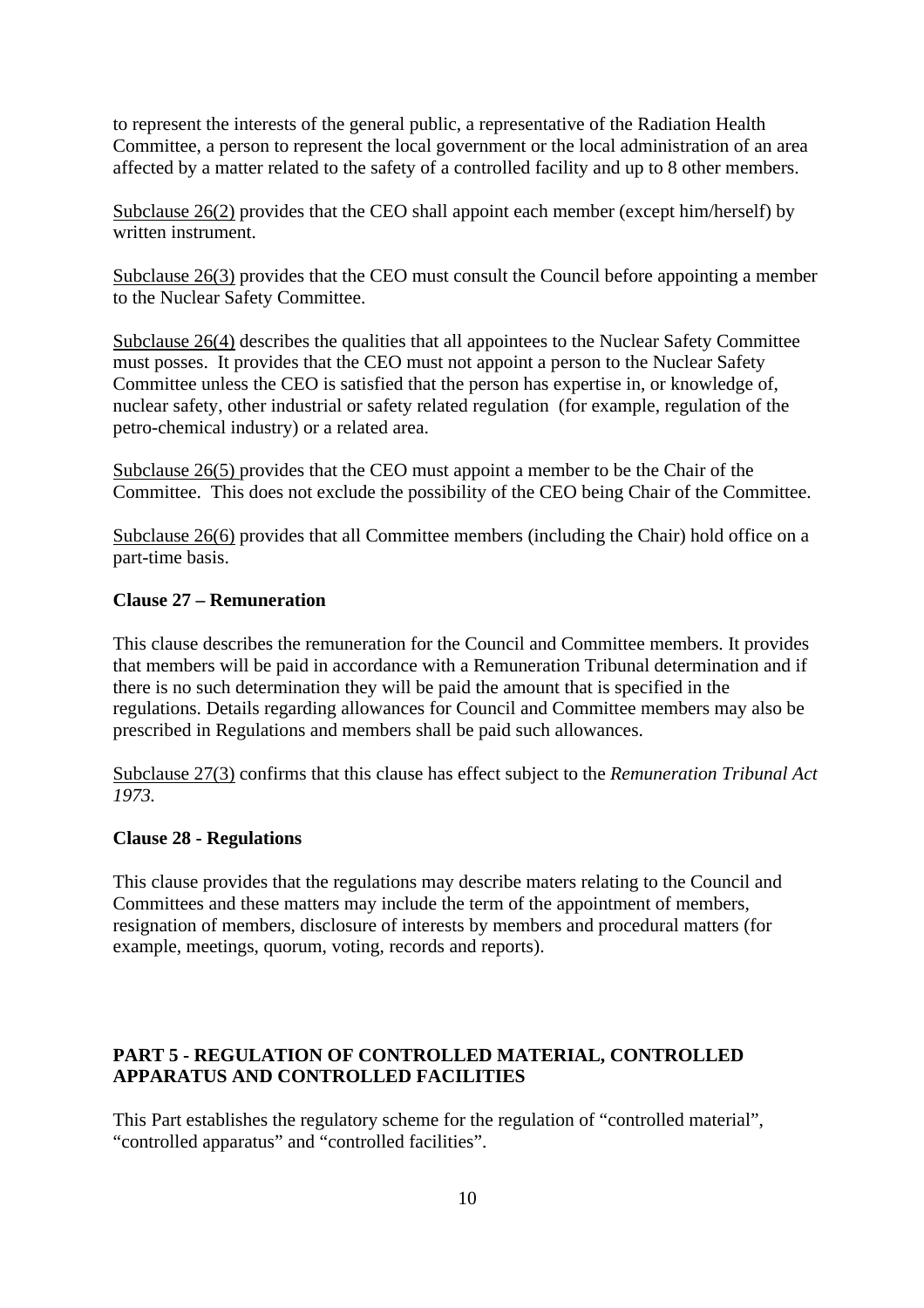to represent the interests of the general public, a representative of the Radiation Health Committee, a person to represent the local government or the local administration of an area affected by a matter related to the safety of a controlled facility and up to 8 other members.

Subclause 26(2) provides that the CEO shall appoint each member (except him/herself) by written instrument.

Subclause 26(3) provides that the CEO must consult the Council before appointing a member to the Nuclear Safety Committee.

Subclause 26(4) describes the qualities that all appointees to the Nuclear Safety Committee must posses. It provides that the CEO must not appoint a person to the Nuclear Safety Committee unless the CEO is satisfied that the person has expertise in, or knowledge of, nuclear safety, other industrial or safety related regulation (for example, regulation of the petro-chemical industry) or a related area.

Subclause 26(5) provides that the CEO must appoint a member to be the Chair of the Committee. This does not exclude the possibility of the CEO being Chair of the Committee.

Subclause 26(6) provides that all Committee members (including the Chair) hold office on a part-time basis.

**Clause 27 – Remuneration**

This clause describes the remuneration for the Council and Committee members. It provides that members will be paid in accordance with a Remuneration Tribunal determination and if there is no such determination they will be paid the amount that is specified in the regulations. Details regarding allowances for Council and Committee members may also be prescribed in Regulations and members shall be paid such allowances.

Subclause 27(3) confirms that this clause has effect subject to the *Remuneration Tribunal Act 1973.*

**Clause 28 - Regulations**

This clause provides that the regulations may describe maters relating to the Council and Committees and these matters may include the term of the appointment of members, resignation of members, disclosure of interests by members and procedural matters (for example, meetings, quorum, voting, records and reports).

## PART 5 - REGULATION OF CONTROLLED MATERIAL, CONTROLLED APPARATUS AND CONTROLLED FACILITIES

This Part establishes the regulatory scheme for the regulation of "controlled material", "controlled apparatus" and "controlled facilities".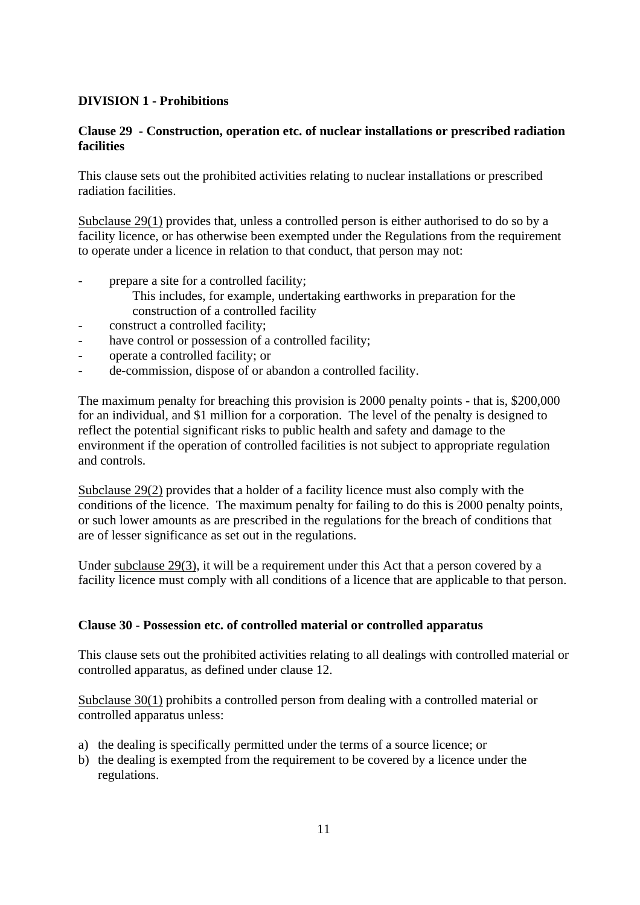**DIVISION 1 - Prohibitions**

**Clause 29 - Construction, operation etc. of nuclear installations or prescribed radiation facilities**

This clause sets out the prohibited activities relating to nuclear installations or prescribed radiation facilities.

Subclause 29(1) provides that, unless a controlled person is either authorised to do so by a facility licence, or has otherwise been exempted under the Regulations from the requirement to operate under a licence in relation to that conduct, that person may not:

- prepare a site for a controlled facility;
  This includes, for example, undertaking earthworks in preparation for the construction of a controlled facility
- construct a controlled facility;
- have control or possession of a controlled facility;
- operate a controlled facility; or
- de-commission, dispose of or abandon a controlled facility.

The maximum penalty for breaching this provision is 2000 penalty points - that is, $200,000 for an individual, and $1 million for a corporation. The level of the penalty is designed to reflect the potential significant risks to public health and safety and damage to the environment if the operation of controlled facilities is not subject to appropriate regulation and controls.

Subclause 29(2) provides that a holder of a facility licence must also comply with the conditions of the licence. The maximum penalty for failing to do this is 2000 penalty points, or such lower amounts as are prescribed in the regulations for the breach of conditions that are of lesser significance as set out in the regulations.

Under subclause 29(3), it will be a requirement under this Act that a person covered by a facility licence must comply with all conditions of a licence that are applicable to that person.

**Clause 30 - Possession etc. of controlled material or controlled apparatus**

This clause sets out the prohibited activities relating to all dealings with controlled material or controlled apparatus, as defined under clause 12.

Subclause 30(1) prohibits a controlled person from dealing with a controlled material or controlled apparatus unless:

a) the dealing is specifically permitted under the terms of a source licence; or
b) the dealing is exempted from the requirement to be covered by a licence under the regulations.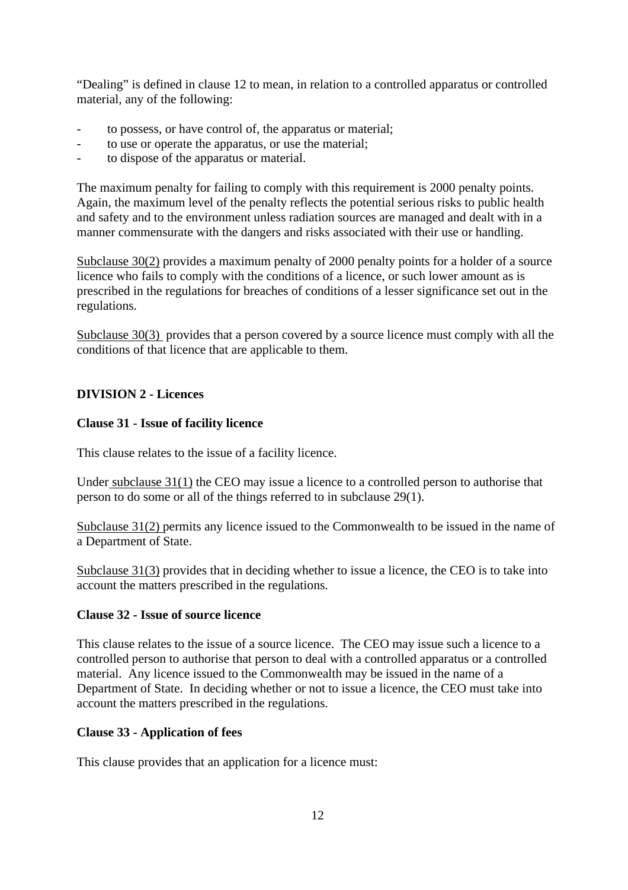"Dealing" is defined in clause 12 to mean, in relation to a controlled apparatus or controlled material, any of the following:

- to possess, or have control of, the apparatus or material;
- to use or operate the apparatus, or use the material;
- to dispose of the apparatus or material.

The maximum penalty for failing to comply with this requirement is 2000 penalty points. Again, the maximum level of the penalty reflects the potential serious risks to public health and safety and to the environment unless radiation sources are managed and dealt with in a manner commensurate with the dangers and risks associated with their use or handling.

Subclause 30(2) provides a maximum penalty of 2000 penalty points for a holder of a source licence who fails to comply with the conditions of a licence, or such lower amount as is prescribed in the regulations for breaches of conditions of a lesser significance set out in the regulations.

Subclause 30(3) provides that a person covered by a source licence must comply with all the conditions of that licence that are applicable to them.

**DIVISION 2 - Licences**

**Clause 31 - Issue of facility licence**

This clause relates to the issue of a facility licence.

Under subclause 31(1) the CEO may issue a licence to a controlled person to authorise that person to do some or all of the things referred to in subclause 29(1).

Subclause 31(2) permits any licence issued to the Commonwealth to be issued in the name of a Department of State.

Subclause 31(3) provides that in deciding whether to issue a licence, the CEO is to take into account the matters prescribed in the regulations.

**Clause 32 - Issue of source licence**

This clause relates to the issue of a source licence. The CEO may issue such a licence to a controlled person to authorise that person to deal with a controlled apparatus or a controlled material. Any licence issued to the Commonwealth may be issued in the name of a Department of State. In deciding whether or not to issue a licence, the CEO must take into account the matters prescribed in the regulations.

**Clause 33 - Application of fees**

This clause provides that an application for a licence must: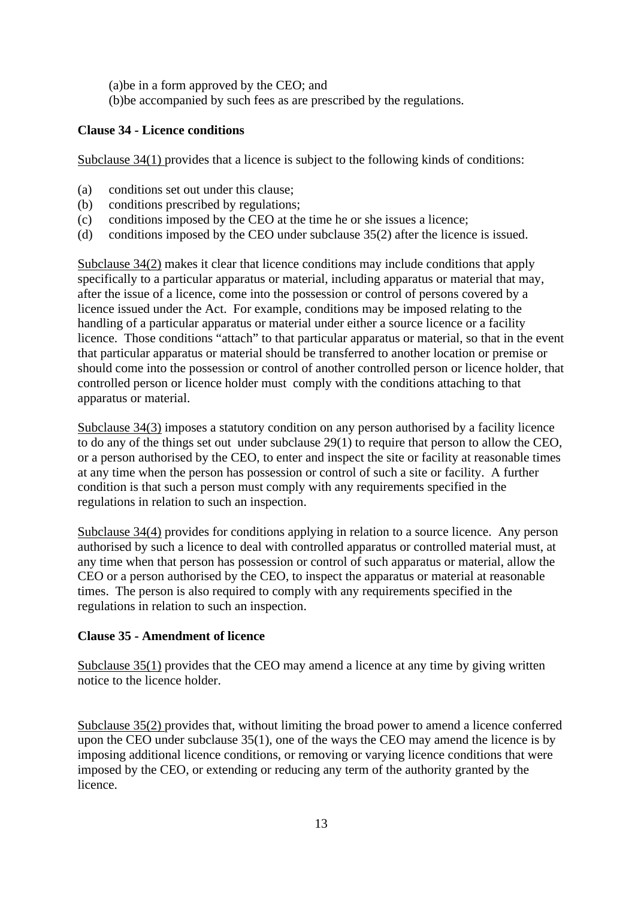(a)be in a form approved by the CEO; and
(b)be accompanied by such fees as are prescribed by the regulations.

**Clause 34 - Licence conditions**

Subclause 34(1) provides that a licence is subject to the following kinds of conditions:

(a) conditions set out under this clause;
(b) conditions prescribed by regulations;
(c) conditions imposed by the CEO at the time he or she issues a licence;
(d) conditions imposed by the CEO under subclause 35(2) after the licence is issued.

Subclause 34(2) makes it clear that licence conditions may include conditions that apply specifically to a particular apparatus or material, including apparatus or material that may, after the issue of a licence, come into the possession or control of persons covered by a licence issued under the Act. For example, conditions may be imposed relating to the handling of a particular apparatus or material under either a source licence or a facility licence. Those conditions "attach" to that particular apparatus or material, so that in the event that particular apparatus or material should be transferred to another location or premise or should come into the possession or control of another controlled person or licence holder, that controlled person or licence holder must comply with the conditions attaching to that apparatus or material.

Subclause 34(3) imposes a statutory condition on any person authorised by a facility licence to do any of the things set out under subclause 29(1) to require that person to allow the CEO, or a person authorised by the CEO, to enter and inspect the site or facility at reasonable times at any time when the person has possession or control of such a site or facility. A further condition is that such a person must comply with any requirements specified in the regulations in relation to such an inspection.

Subclause 34(4) provides for conditions applying in relation to a source licence. Any person authorised by such a licence to deal with controlled apparatus or controlled material must, at any time when that person has possession or control of such apparatus or material, allow the CEO or a person authorised by the CEO, to inspect the apparatus or material at reasonable times. The person is also required to comply with any requirements specified in the regulations in relation to such an inspection.

**Clause 35 - Amendment of licence**

Subclause 35(1) provides that the CEO may amend a licence at any time by giving written notice to the licence holder.

Subclause 35(2) provides that, without limiting the broad power to amend a licence conferred upon the CEO under subclause 35(1), one of the ways the CEO may amend the licence is by imposing additional licence conditions, or removing or varying licence conditions that were imposed by the CEO, or extending or reducing any term of the authority granted by the licence.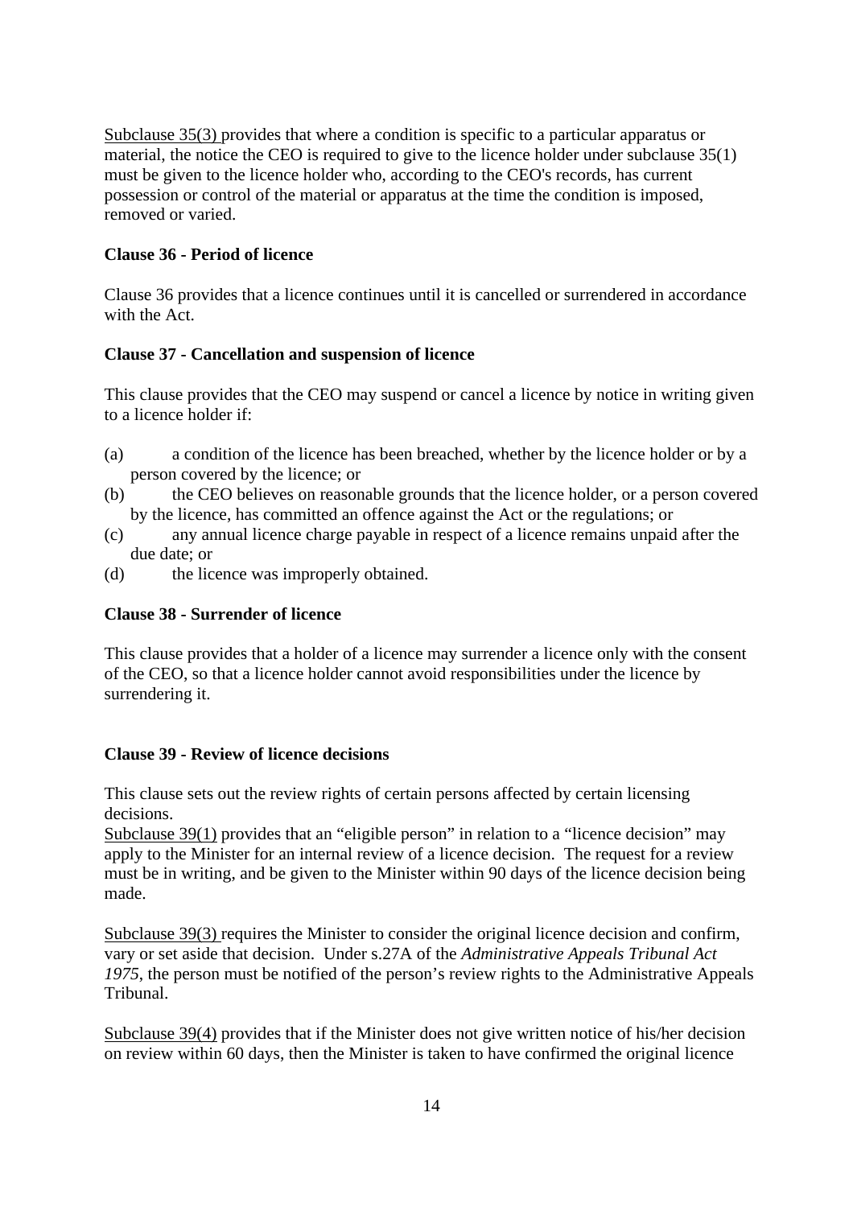<u>Subclause 35(3)</u> provides that where a condition is specific to a particular apparatus or material, the notice the CEO is required to give to the licence holder under subclause 35(1) must be given to the licence holder who, according to the CEO's records, has current possession or control of the material or apparatus at the time the condition is imposed, removed or varied.

**Clause 36 - Period of licence**

Clause 36 provides that a licence continues until it is cancelled or surrendered in accordance with the Act.

**Clause 37 - Cancellation and suspension of licence**

This clause provides that the CEO may suspend or cancel a licence by notice in writing given to a licence holder if:

(a) a condition of the licence has been breached, whether by the licence holder or by a person covered by the licence; or
(b) the CEO believes on reasonable grounds that the licence holder, or a person covered by the licence, has committed an offence against the Act or the regulations; or
(c) any annual licence charge payable in respect of a licence remains unpaid after the due date; or
(d) the licence was improperly obtained.

**Clause 38 - Surrender of licence**

This clause provides that a holder of a licence may surrender a licence only with the consent of the CEO, so that a licence holder cannot avoid responsibilities under the licence by surrendering it.

**Clause 39 - Review of licence decisions**

This clause sets out the review rights of certain persons affected by certain licensing decisions.
<u>Subclause 39(1)</u> provides that an "eligible person" in relation to a "licence decision" may apply to the Minister for an internal review of a licence decision. The request for a review must be in writing, and be given to the Minister within 90 days of the licence decision being made.

<u>Subclause 39(3)</u> requires the Minister to consider the original licence decision and confirm, vary or set aside that decision. Under s.27A of the *Administrative Appeals Tribunal Act 1975*, the person must be notified of the person's review rights to the Administrative Appeals Tribunal.

<u>Subclause 39(4)</u> provides that if the Minister does not give written notice of his/her decision on review within 60 days, then the Minister is taken to have confirmed the original licence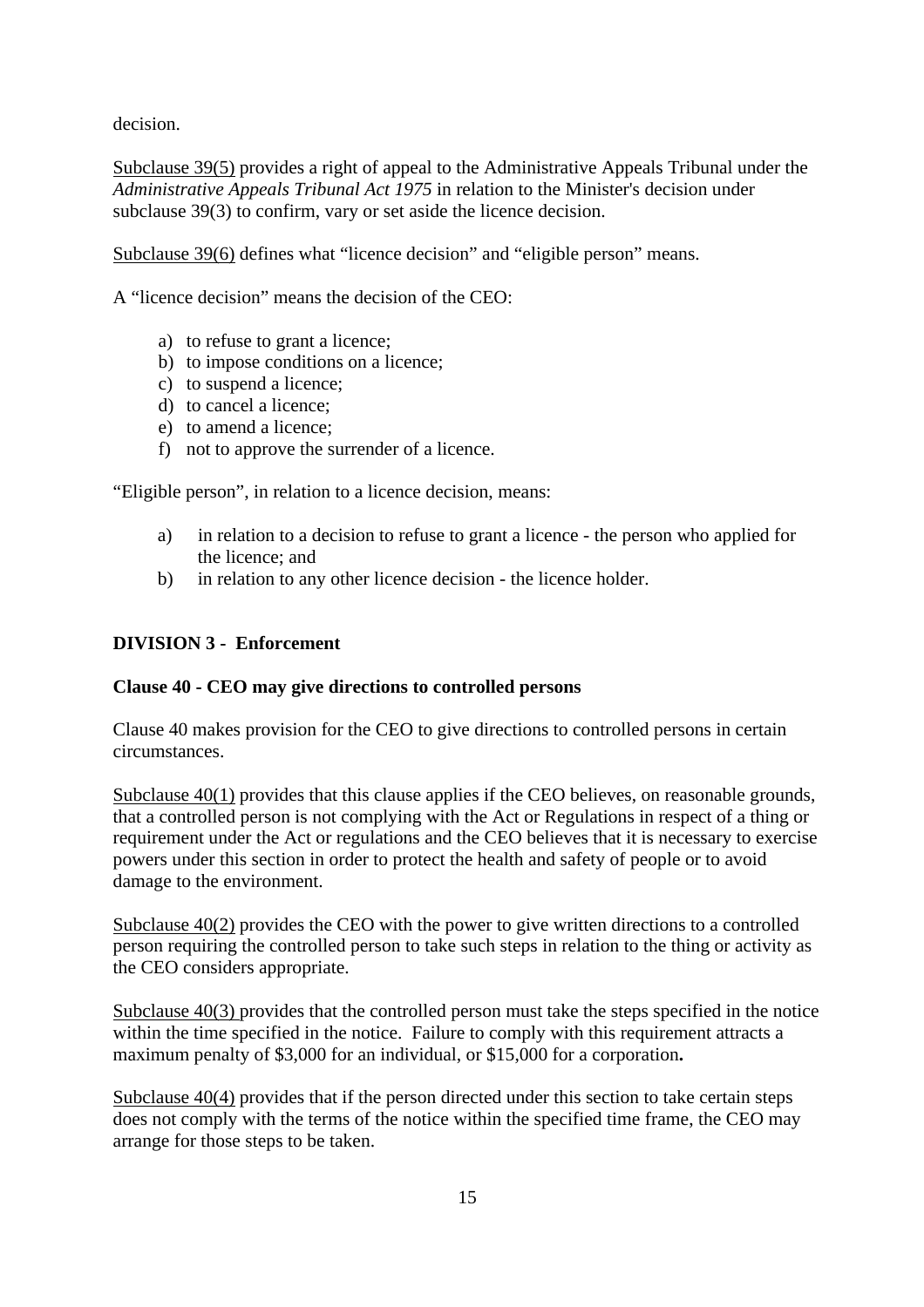decision.

Subclause 39(5) provides a right of appeal to the Administrative Appeals Tribunal under the *Administrative Appeals Tribunal Act 1975* in relation to the Minister's decision under subclause 39(3) to confirm, vary or set aside the licence decision.

Subclause 39(6) defines what "licence decision" and "eligible person" means.

A "licence decision" means the decision of the CEO:

a) to refuse to grant a licence;
b) to impose conditions on a licence;
c) to suspend a licence;
d) to cancel a licence;
e) to amend a licence;
f) not to approve the surrender of a licence.

"Eligible person", in relation to a licence decision, means:

a) in relation to a decision to refuse to grant a licence - the person who applied for the licence; and
b) in relation to any other licence decision - the licence holder.

**DIVISION 3 - Enforcement**

**Clause 40 - CEO may give directions to controlled persons**

Clause 40 makes provision for the CEO to give directions to controlled persons in certain circumstances.

Subclause 40(1) provides that this clause applies if the CEO believes, on reasonable grounds, that a controlled person is not complying with the Act or Regulations in respect of a thing or requirement under the Act or regulations and the CEO believes that it is necessary to exercise powers under this section in order to protect the health and safety of people or to avoid damage to the environment.

Subclause 40(2) provides the CEO with the power to give written directions to a controlled person requiring the controlled person to take such steps in relation to the thing or activity as the CEO considers appropriate.

Subclause 40(3) provides that the controlled person must take the steps specified in the notice within the time specified in the notice. Failure to comply with this requirement attracts a maximum penalty of $3,000 for an individual, or $15,000 for a corporation**.**

Subclause 40(4) provides that if the person directed under this section to take certain steps does not comply with the terms of the notice within the specified time frame, the CEO may arrange for those steps to be taken.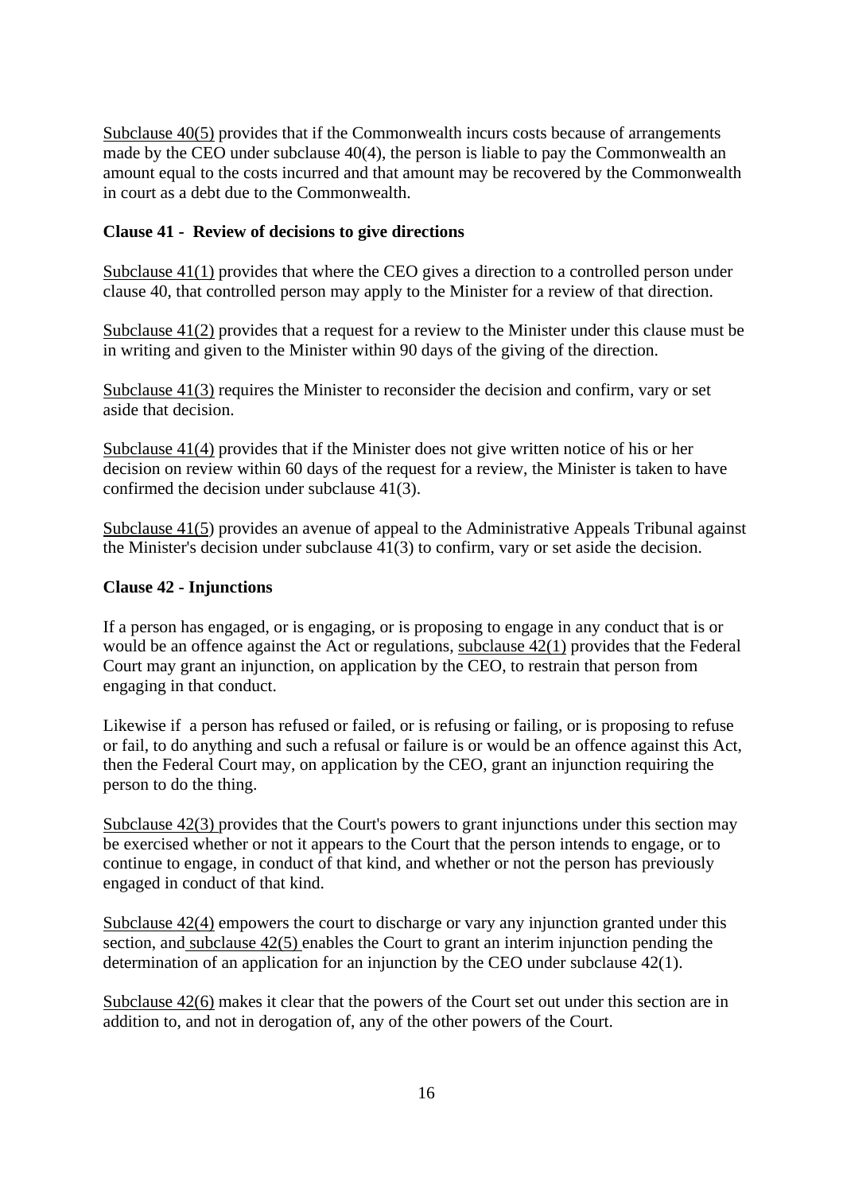Subclause 40(5) provides that if the Commonwealth incurs costs because of arrangements made by the CEO under subclause 40(4), the person is liable to pay the Commonwealth an amount equal to the costs incurred and that amount may be recovered by the Commonwealth in court as a debt due to the Commonwealth.

**Clause 41 - Review of decisions to give directions**

Subclause 41(1) provides that where the CEO gives a direction to a controlled person under clause 40, that controlled person may apply to the Minister for a review of that direction.

Subclause 41(2) provides that a request for a review to the Minister under this clause must be in writing and given to the Minister within 90 days of the giving of the direction.

Subclause 41(3) requires the Minister to reconsider the decision and confirm, vary or set aside that decision.

Subclause 41(4) provides that if the Minister does not give written notice of his or her decision on review within 60 days of the request for a review, the Minister is taken to have confirmed the decision under subclause 41(3).

Subclause 41(5) provides an avenue of appeal to the Administrative Appeals Tribunal against the Minister's decision under subclause 41(3) to confirm, vary or set aside the decision.

**Clause 42 - Injunctions**

If a person has engaged, or is engaging, or is proposing to engage in any conduct that is or would be an offence against the Act or regulations, subclause 42(1) provides that the Federal Court may grant an injunction, on application by the CEO, to restrain that person from engaging in that conduct.

Likewise if a person has refused or failed, or is refusing or failing, or is proposing to refuse or fail, to do anything and such a refusal or failure is or would be an offence against this Act, then the Federal Court may, on application by the CEO, grant an injunction requiring the person to do the thing.

Subclause 42(3) provides that the Court's powers to grant injunctions under this section may be exercised whether or not it appears to the Court that the person intends to engage, or to continue to engage, in conduct of that kind, and whether or not the person has previously engaged in conduct of that kind.

Subclause 42(4) empowers the court to discharge or vary any injunction granted under this section, and subclause 42(5) enables the Court to grant an interim injunction pending the determination of an application for an injunction by the CEO under subclause 42(1).

Subclause 42(6) makes it clear that the powers of the Court set out under this section are in addition to, and not in derogation of, any of the other powers of the Court.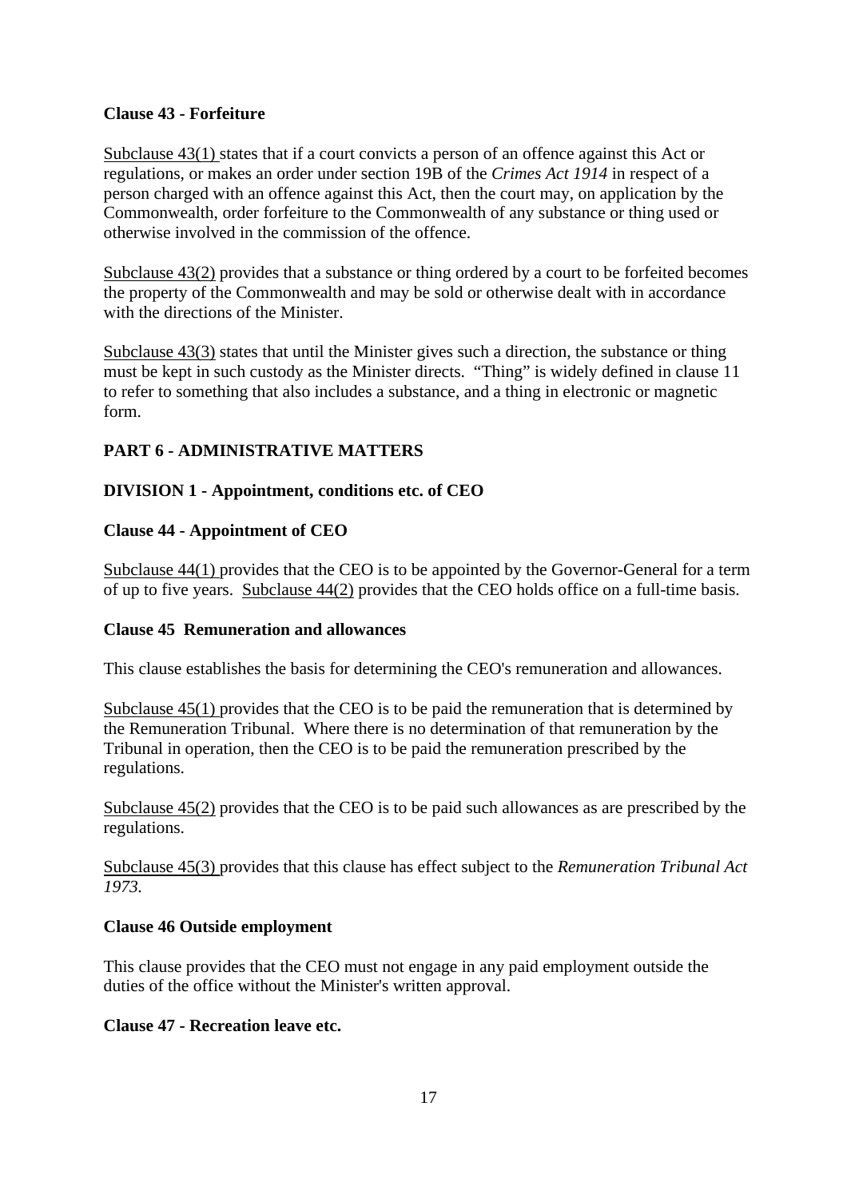**Clause 43 - Forfeiture**

Subclause 43(1) states that if a court convicts a person of an offence against this Act or regulations, or makes an order under section 19B of the *Crimes Act 1914* in respect of a person charged with an offence against this Act, then the court may, on application by the Commonwealth, order forfeiture to the Commonwealth of any substance or thing used or otherwise involved in the commission of the offence.

Subclause 43(2) provides that a substance or thing ordered by a court to be forfeited becomes the property of the Commonwealth and may be sold or otherwise dealt with in accordance with the directions of the Minister.

Subclause 43(3) states that until the Minister gives such a direction, the substance or thing must be kept in such custody as the Minister directs. "Thing" is widely defined in clause 11 to refer to something that also includes a substance, and a thing in electronic or magnetic form.

**PART 6 - ADMINISTRATIVE MATTERS**

**DIVISION 1 - Appointment, conditions etc. of CEO**

**Clause 44 - Appointment of CEO**

Subclause 44(1) provides that the CEO is to be appointed by the Governor-General for a term of up to five years. Subclause 44(2) provides that the CEO holds office on a full-time basis.

**Clause 45 Remuneration and allowances**

This clause establishes the basis for determining the CEO's remuneration and allowances.

Subclause 45(1) provides that the CEO is to be paid the remuneration that is determined by the Remuneration Tribunal. Where there is no determination of that remuneration by the Tribunal in operation, then the CEO is to be paid the remuneration prescribed by the regulations.

Subclause 45(2) provides that the CEO is to be paid such allowances as are prescribed by the regulations.

Subclause 45(3) provides that this clause has effect subject to the *Remuneration Tribunal Act 1973.*

**Clause 46 Outside employment**

This clause provides that the CEO must not engage in any paid employment outside the duties of the office without the Minister's written approval.

**Clause 47 - Recreation leave etc.**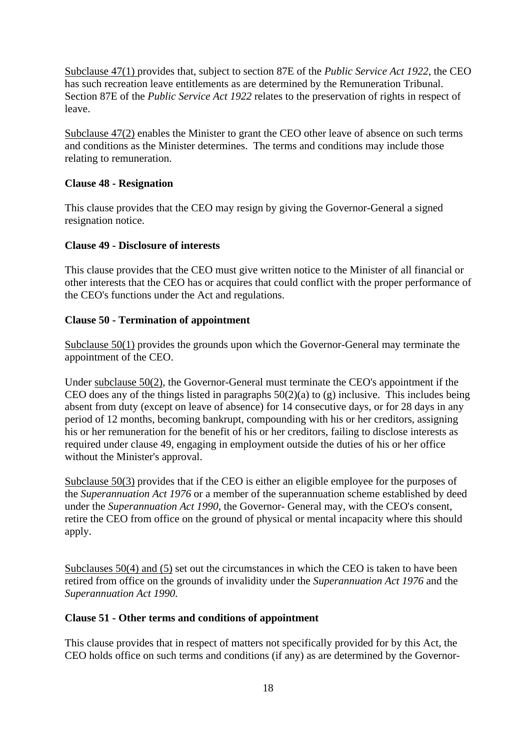Subclause 47(1) provides that, subject to section 87E of the *Public Service Act 1922*, the CEO has such recreation leave entitlements as are determined by the Remuneration Tribunal. Section 87E of the *Public Service Act 1922* relates to the preservation of rights in respect of leave.

Subclause 47(2) enables the Minister to grant the CEO other leave of absence on such terms and conditions as the Minister determines. The terms and conditions may include those relating to remuneration.

**Clause 48 - Resignation**

This clause provides that the CEO may resign by giving the Governor-General a signed resignation notice.

**Clause 49 - Disclosure of interests**

This clause provides that the CEO must give written notice to the Minister of all financial or other interests that the CEO has or acquires that could conflict with the proper performance of the CEO's functions under the Act and regulations.

**Clause 50 - Termination of appointment**

Subclause 50(1) provides the grounds upon which the Governor-General may terminate the appointment of the CEO.

Under subclause 50(2), the Governor-General must terminate the CEO's appointment if the CEO does any of the things listed in paragraphs 50(2)(a) to (g) inclusive. This includes being absent from duty (except on leave of absence) for 14 consecutive days, or for 28 days in any period of 12 months, becoming bankrupt, compounding with his or her creditors, assigning his or her remuneration for the benefit of his or her creditors, failing to disclose interests as required under clause 49, engaging in employment outside the duties of his or her office without the Minister's approval.

Subclause 50(3) provides that if the CEO is either an eligible employee for the purposes of the *Superannuation Act 1976* or a member of the superannuation scheme established by deed under the *Superannuation Act 1990*, the Governor- General may, with the CEO's consent, retire the CEO from office on the ground of physical or mental incapacity where this should apply.

Subclauses 50(4) and (5) set out the circumstances in which the CEO is taken to have been retired from office on the grounds of invalidity under the *Superannuation Act 1976* and the *Superannuation Act 1990*.

**Clause 51 - Other terms and conditions of appointment**

This clause provides that in respect of matters not specifically provided for by this Act, the CEO holds office on such terms and conditions (if any) as are determined by the Governor-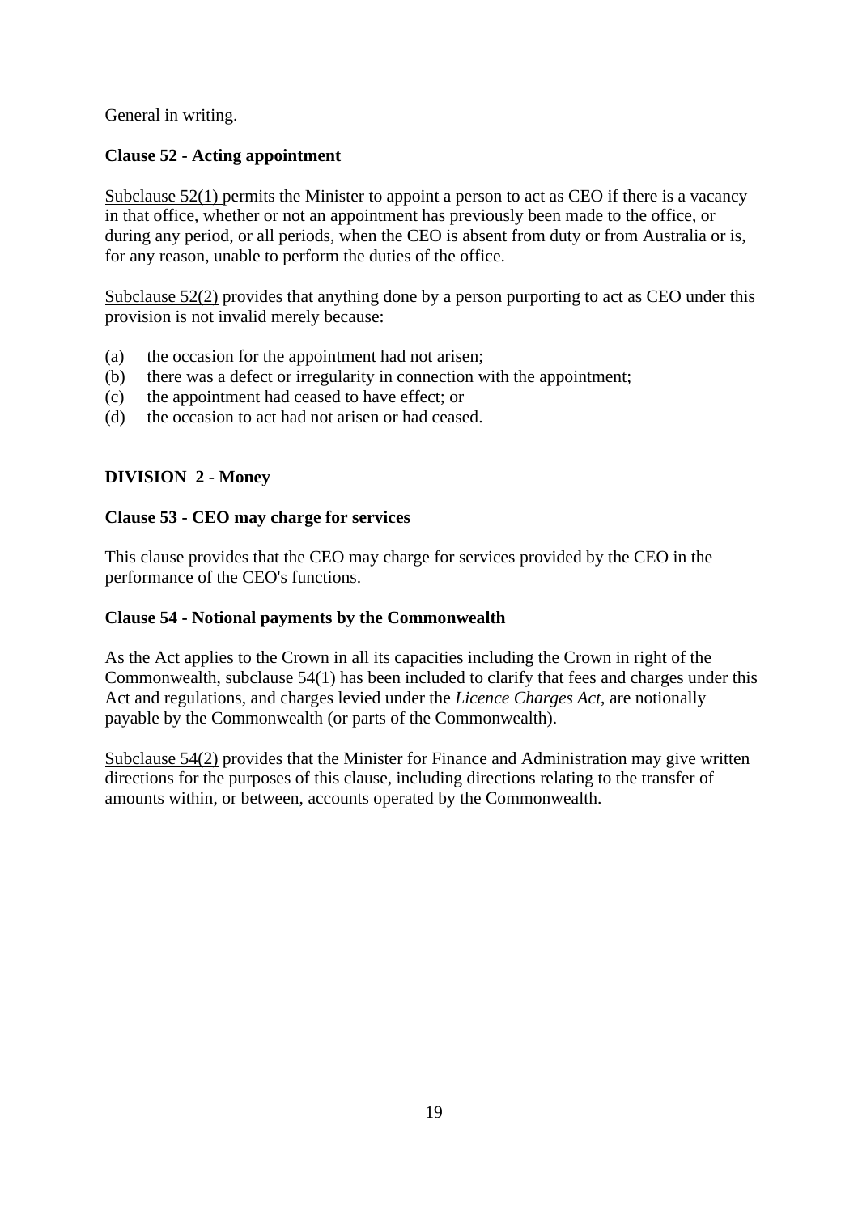General in writing.

**Clause 52 - Acting appointment**

Subclause 52(1) permits the Minister to appoint a person to act as CEO if there is a vacancy in that office, whether or not an appointment has previously been made to the office, or during any period, or all periods, when the CEO is absent from duty or from Australia or is, for any reason, unable to perform the duties of the office.

Subclause 52(2) provides that anything done by a person purporting to act as CEO under this provision is not invalid merely because:

(a) the occasion for the appointment had not arisen;
(b) there was a defect or irregularity in connection with the appointment;
(c) the appointment had ceased to have effect; or
(d) the occasion to act had not arisen or had ceased.

**DIVISION 2 - Money**

**Clause 53 - CEO may charge for services**

This clause provides that the CEO may charge for services provided by the CEO in the performance of the CEO's functions.

**Clause 54 - Notional payments by the Commonwealth**

As the Act applies to the Crown in all its capacities including the Crown in right of the Commonwealth, subclause 54(1) has been included to clarify that fees and charges under this Act and regulations, and charges levied under the *Licence Charges Act*, are notionally payable by the Commonwealth (or parts of the Commonwealth).

Subclause 54(2) provides that the Minister for Finance and Administration may give written directions for the purposes of this clause, including directions relating to the transfer of amounts within, or between, accounts operated by the Commonwealth.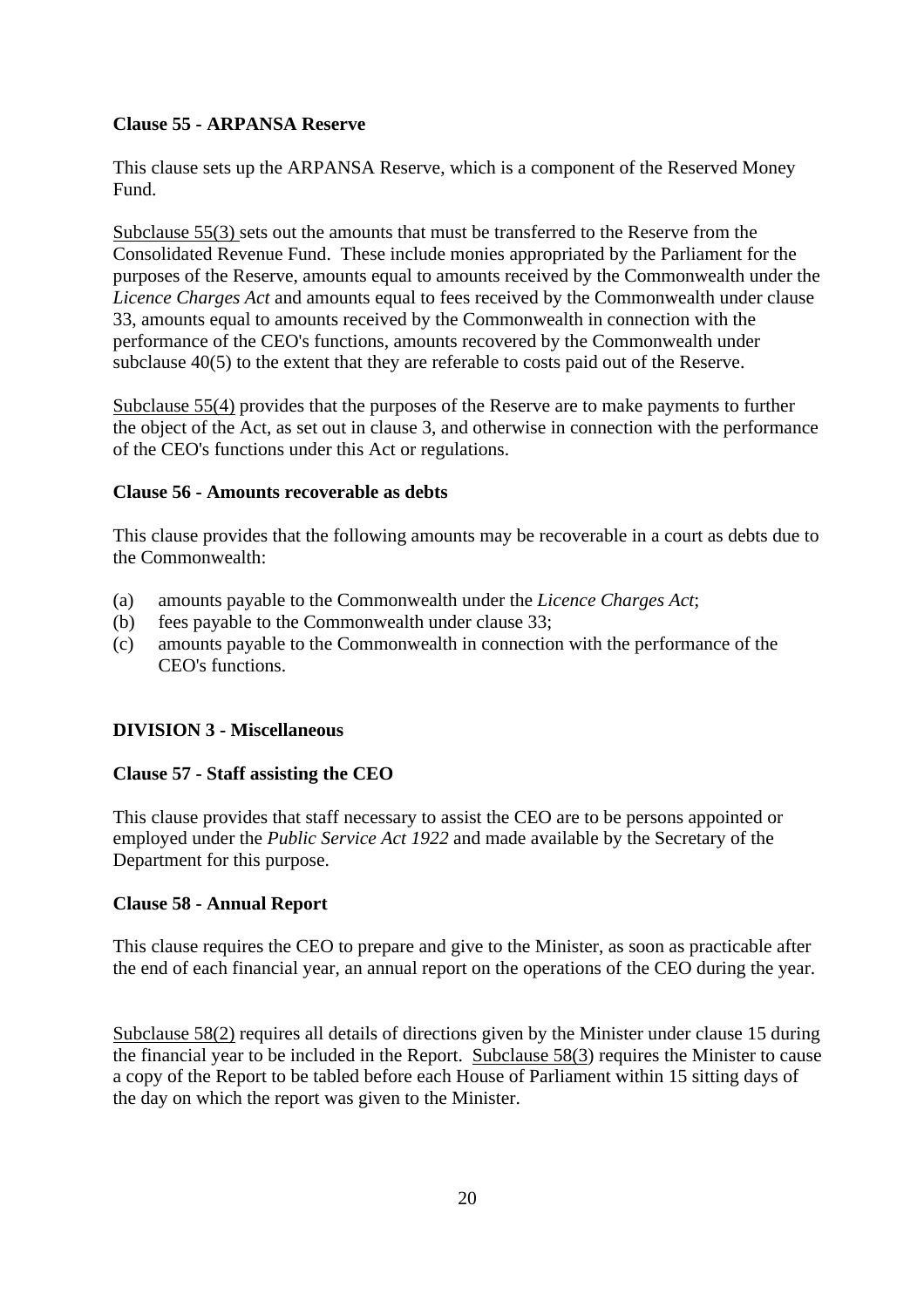**Clause 55 - ARPANSA Reserve**

This clause sets up the ARPANSA Reserve, which is a component of the Reserved Money Fund.

Subclause 55(3) sets out the amounts that must be transferred to the Reserve from the Consolidated Revenue Fund. These include monies appropriated by the Parliament for the purposes of the Reserve, amounts equal to amounts received by the Commonwealth under the *Licence Charges Act* and amounts equal to fees received by the Commonwealth under clause 33, amounts equal to amounts received by the Commonwealth in connection with the performance of the CEO's functions, amounts recovered by the Commonwealth under subclause 40(5) to the extent that they are referable to costs paid out of the Reserve.

Subclause 55(4) provides that the purposes of the Reserve are to make payments to further the object of the Act, as set out in clause 3, and otherwise in connection with the performance of the CEO's functions under this Act or regulations.

**Clause 56 - Amounts recoverable as debts**

This clause provides that the following amounts may be recoverable in a court as debts due to the Commonwealth:

(a) amounts payable to the Commonwealth under the *Licence Charges Act*;
(b) fees payable to the Commonwealth under clause 33;
(c) amounts payable to the Commonwealth in connection with the performance of the CEO's functions.

**DIVISION 3 - Miscellaneous**

**Clause 57 - Staff assisting the CEO**

This clause provides that staff necessary to assist the CEO are to be persons appointed or employed under the *Public Service Act 1922* and made available by the Secretary of the Department for this purpose.

**Clause 58 - Annual Report**

This clause requires the CEO to prepare and give to the Minister, as soon as practicable after the end of each financial year, an annual report on the operations of the CEO during the year.

Subclause 58(2) requires all details of directions given by the Minister under clause 15 during the financial year to be included in the Report. Subclause 58(3) requires the Minister to cause a copy of the Report to be tabled before each House of Parliament within 15 sitting days of the day on which the report was given to the Minister.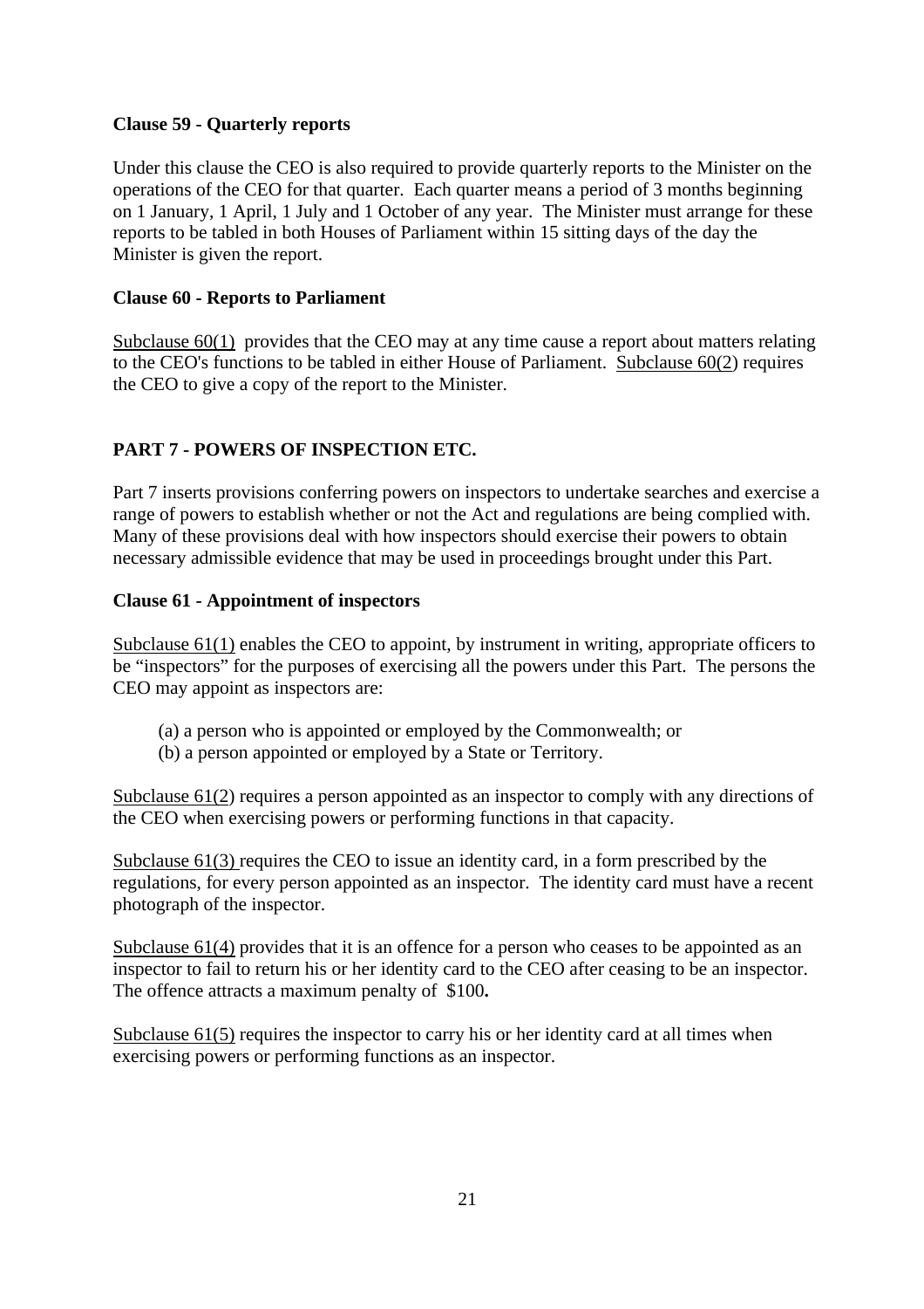**Clause 59 - Quarterly reports**

Under this clause the CEO is also required to provide quarterly reports to the Minister on the operations of the CEO for that quarter. Each quarter means a period of 3 months beginning on 1 January, 1 April, 1 July and 1 October of any year. The Minister must arrange for these reports to be tabled in both Houses of Parliament within 15 sitting days of the day the Minister is given the report.

**Clause 60 - Reports to Parliament**

Subclause 60(1) provides that the CEO may at any time cause a report about matters relating to the CEO's functions to be tabled in either House of Parliament. Subclause 60(2) requires the CEO to give a copy of the report to the Minister.

**PART 7 - POWERS OF INSPECTION ETC.**

Part 7 inserts provisions conferring powers on inspectors to undertake searches and exercise a range of powers to establish whether or not the Act and regulations are being complied with. Many of these provisions deal with how inspectors should exercise their powers to obtain necessary admissible evidence that may be used in proceedings brought under this Part.

**Clause 61 - Appointment of inspectors**

Subclause 61(1) enables the CEO to appoint, by instrument in writing, appropriate officers to be "inspectors" for the purposes of exercising all the powers under this Part. The persons the CEO may appoint as inspectors are:

(a) a person who is appointed or employed by the Commonwealth; or
(b) a person appointed or employed by a State or Territory.

Subclause 61(2) requires a person appointed as an inspector to comply with any directions of the CEO when exercising powers or performing functions in that capacity.

Subclause 61(3) requires the CEO to issue an identity card, in a form prescribed by the regulations, for every person appointed as an inspector. The identity card must have a recent photograph of the inspector.

Subclause 61(4) provides that it is an offence for a person who ceases to be appointed as an inspector to fail to return his or her identity card to the CEO after ceasing to be an inspector. The offence attracts a maximum penalty of $100.

Subclause 61(5) requires the inspector to carry his or her identity card at all times when exercising powers or performing functions as an inspector.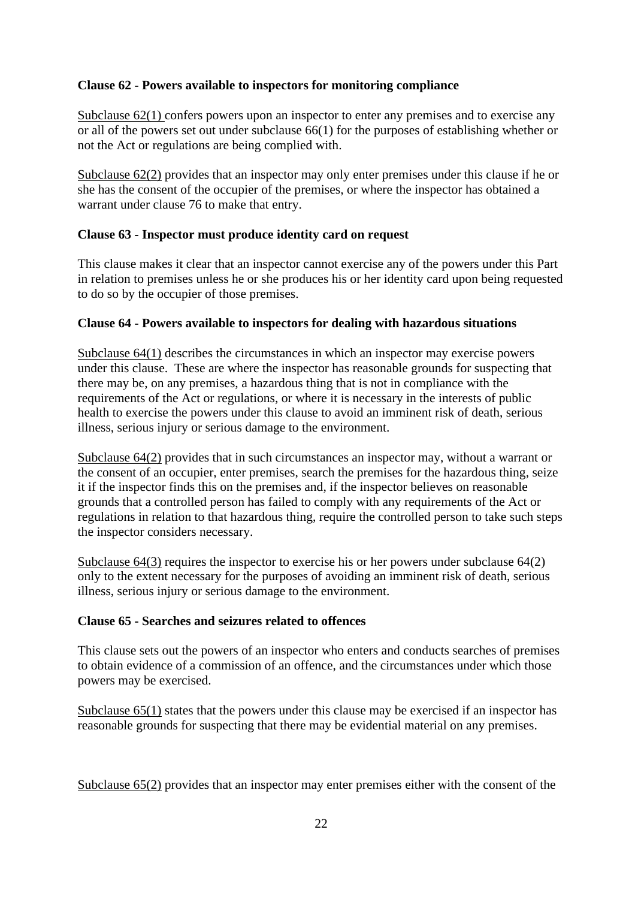**Clause 62 - Powers available to inspectors for monitoring compliance**

Subclause 62(1) confers powers upon an inspector to enter any premises and to exercise any or all of the powers set out under subclause 66(1) for the purposes of establishing whether or not the Act or regulations are being complied with.

Subclause 62(2) provides that an inspector may only enter premises under this clause if he or she has the consent of the occupier of the premises, or where the inspector has obtained a warrant under clause 76 to make that entry.

**Clause 63 - Inspector must produce identity card on request**

This clause makes it clear that an inspector cannot exercise any of the powers under this Part in relation to premises unless he or she produces his or her identity card upon being requested to do so by the occupier of those premises.

**Clause 64 - Powers available to inspectors for dealing with hazardous situations**

Subclause 64(1) describes the circumstances in which an inspector may exercise powers under this clause. These are where the inspector has reasonable grounds for suspecting that there may be, on any premises, a hazardous thing that is not in compliance with the requirements of the Act or regulations, or where it is necessary in the interests of public health to exercise the powers under this clause to avoid an imminent risk of death, serious illness, serious injury or serious damage to the environment.

Subclause 64(2) provides that in such circumstances an inspector may, without a warrant or the consent of an occupier, enter premises, search the premises for the hazardous thing, seize it if the inspector finds this on the premises and, if the inspector believes on reasonable grounds that a controlled person has failed to comply with any requirements of the Act or regulations in relation to that hazardous thing, require the controlled person to take such steps the inspector considers necessary.

Subclause 64(3) requires the inspector to exercise his or her powers under subclause 64(2) only to the extent necessary for the purposes of avoiding an imminent risk of death, serious illness, serious injury or serious damage to the environment.

**Clause 65 - Searches and seizures related to offences**

This clause sets out the powers of an inspector who enters and conducts searches of premises to obtain evidence of a commission of an offence, and the circumstances under which those powers may be exercised.

Subclause 65(1) states that the powers under this clause may be exercised if an inspector has reasonable grounds for suspecting that there may be evidential material on any premises.

Subclause 65(2) provides that an inspector may enter premises either with the consent of the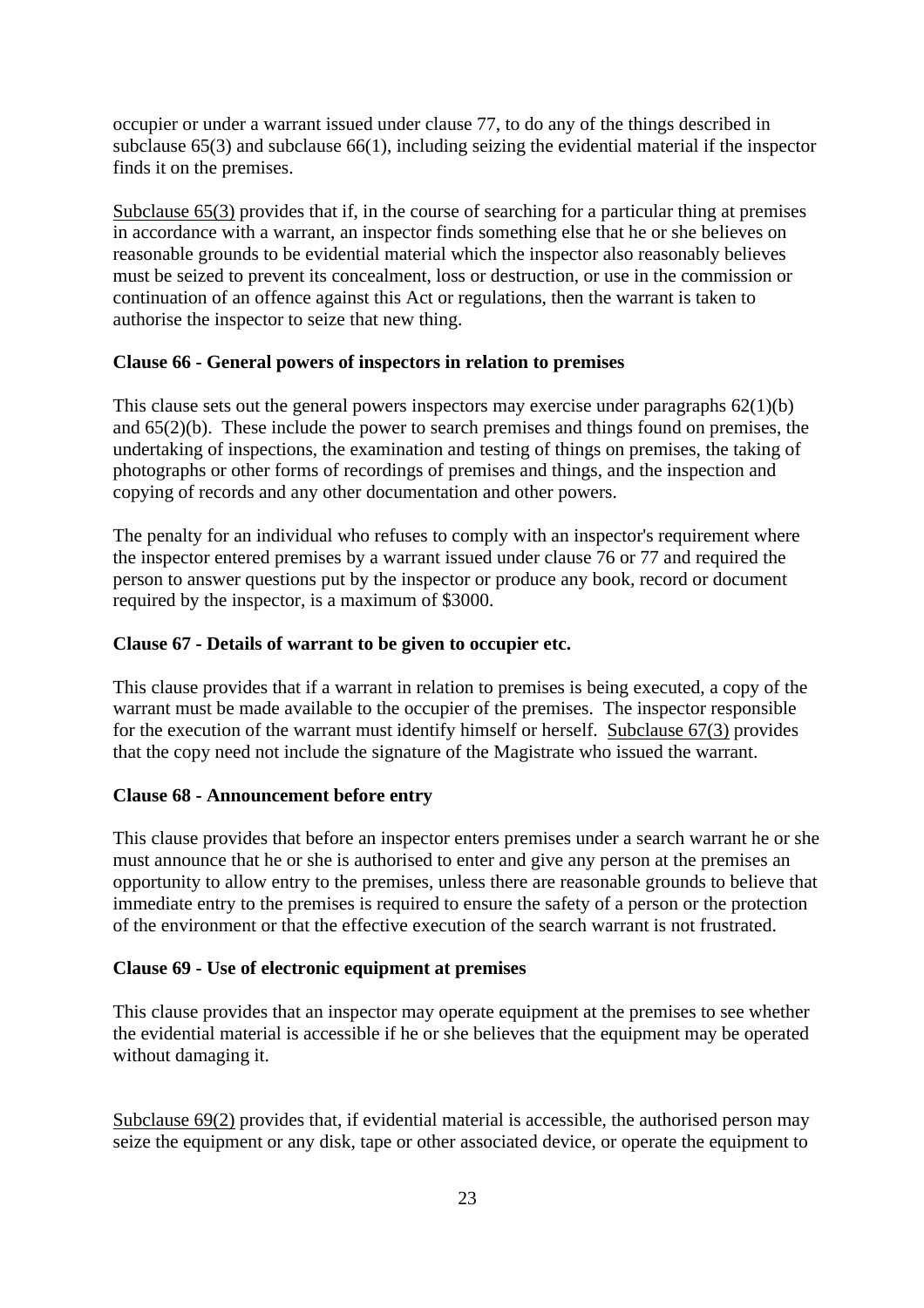occupier or under a warrant issued under clause 77, to do any of the things described in subclause 65(3) and subclause 66(1), including seizing the evidential material if the inspector finds it on the premises.

Subclause 65(3) provides that if, in the course of searching for a particular thing at premises in accordance with a warrant, an inspector finds something else that he or she believes on reasonable grounds to be evidential material which the inspector also reasonably believes must be seized to prevent its concealment, loss or destruction, or use in the commission or continuation of an offence against this Act or regulations, then the warrant is taken to authorise the inspector to seize that new thing.

**Clause 66 - General powers of inspectors in relation to premises**

This clause sets out the general powers inspectors may exercise under paragraphs 62(1)(b) and 65(2)(b). These include the power to search premises and things found on premises, the undertaking of inspections, the examination and testing of things on premises, the taking of photographs or other forms of recordings of premises and things, and the inspection and copying of records and any other documentation and other powers.

The penalty for an individual who refuses to comply with an inspector's requirement where the inspector entered premises by a warrant issued under clause 76 or 77 and required the person to answer questions put by the inspector or produce any book, record or document required by the inspector, is a maximum of $3000.

**Clause 67 - Details of warrant to be given to occupier etc.**

This clause provides that if a warrant in relation to premises is being executed, a copy of the warrant must be made available to the occupier of the premises. The inspector responsible for the execution of the warrant must identify himself or herself. Subclause 67(3) provides that the copy need not include the signature of the Magistrate who issued the warrant.

**Clause 68 - Announcement before entry**

This clause provides that before an inspector enters premises under a search warrant he or she must announce that he or she is authorised to enter and give any person at the premises an opportunity to allow entry to the premises, unless there are reasonable grounds to believe that immediate entry to the premises is required to ensure the safety of a person or the protection of the environment or that the effective execution of the search warrant is not frustrated.

**Clause 69 - Use of electronic equipment at premises**

This clause provides that an inspector may operate equipment at the premises to see whether the evidential material is accessible if he or she believes that the equipment may be operated without damaging it.

Subclause 69(2) provides that, if evidential material is accessible, the authorised person may seize the equipment or any disk, tape or other associated device, or operate the equipment to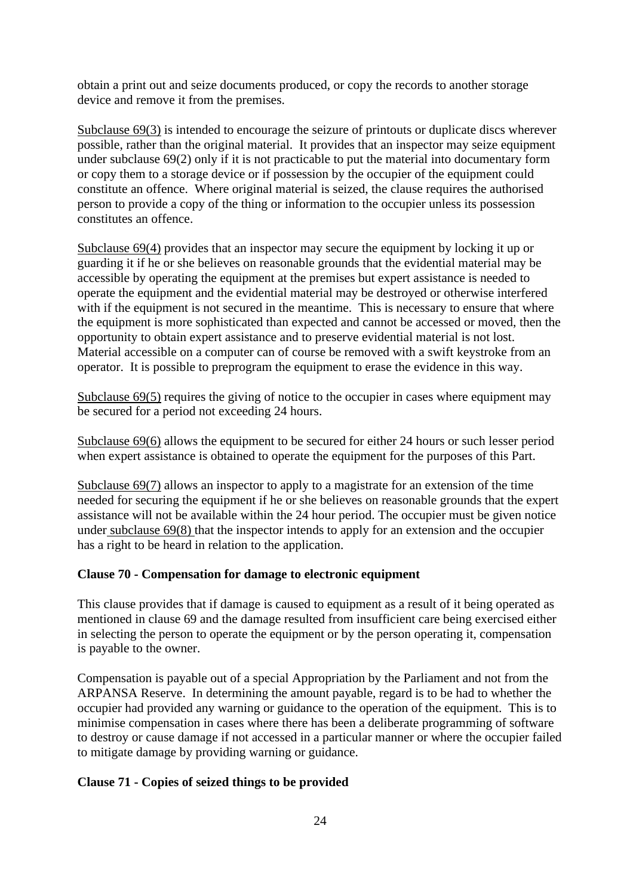obtain a print out and seize documents produced, or copy the records to another storage device and remove it from the premises.

Subclause 69(3) is intended to encourage the seizure of printouts or duplicate discs wherever possible, rather than the original material. It provides that an inspector may seize equipment under subclause 69(2) only if it is not practicable to put the material into documentary form or copy them to a storage device or if possession by the occupier of the equipment could constitute an offence. Where original material is seized, the clause requires the authorised person to provide a copy of the thing or information to the occupier unless its possession constitutes an offence.

Subclause 69(4) provides that an inspector may secure the equipment by locking it up or guarding it if he or she believes on reasonable grounds that the evidential material may be accessible by operating the equipment at the premises but expert assistance is needed to operate the equipment and the evidential material may be destroyed or otherwise interfered with if the equipment is not secured in the meantime. This is necessary to ensure that where the equipment is more sophisticated than expected and cannot be accessed or moved, then the opportunity to obtain expert assistance and to preserve evidential material is not lost. Material accessible on a computer can of course be removed with a swift keystroke from an operator. It is possible to preprogram the equipment to erase the evidence in this way.

Subclause 69(5) requires the giving of notice to the occupier in cases where equipment may be secured for a period not exceeding 24 hours.

Subclause 69(6) allows the equipment to be secured for either 24 hours or such lesser period when expert assistance is obtained to operate the equipment for the purposes of this Part.

Subclause 69(7) allows an inspector to apply to a magistrate for an extension of the time needed for securing the equipment if he or she believes on reasonable grounds that the expert assistance will not be available within the 24 hour period. The occupier must be given notice under subclause 69(8) that the inspector intends to apply for an extension and the occupier has a right to be heard in relation to the application.

**Clause 70 - Compensation for damage to electronic equipment**

This clause provides that if damage is caused to equipment as a result of it being operated as mentioned in clause 69 and the damage resulted from insufficient care being exercised either in selecting the person to operate the equipment or by the person operating it, compensation is payable to the owner.

Compensation is payable out of a special Appropriation by the Parliament and not from the ARPANSA Reserve. In determining the amount payable, regard is to be had to whether the occupier had provided any warning or guidance to the operation of the equipment. This is to minimise compensation in cases where there has been a deliberate programming of software to destroy or cause damage if not accessed in a particular manner or where the occupier failed to mitigate damage by providing warning or guidance.

**Clause 71 - Copies of seized things to be provided**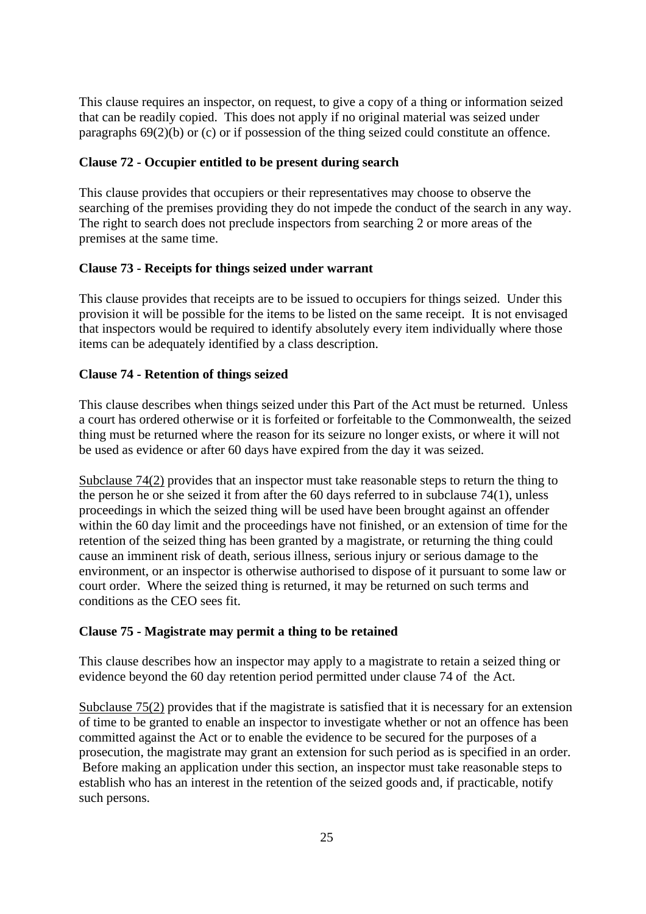This clause requires an inspector, on request, to give a copy of a thing or information seized that can be readily copied. This does not apply if no original material was seized under paragraphs 69(2)(b) or (c) or if possession of the thing seized could constitute an offence.

**Clause 72 - Occupier entitled to be present during search**

This clause provides that occupiers or their representatives may choose to observe the searching of the premises providing they do not impede the conduct of the search in any way. The right to search does not preclude inspectors from searching 2 or more areas of the premises at the same time.

**Clause 73 - Receipts for things seized under warrant**

This clause provides that receipts are to be issued to occupiers for things seized. Under this provision it will be possible for the items to be listed on the same receipt. It is not envisaged that inspectors would be required to identify absolutely every item individually where those items can be adequately identified by a class description.

**Clause 74 - Retention of things seized**

This clause describes when things seized under this Part of the Act must be returned. Unless a court has ordered otherwise or it is forfeited or forfeitable to the Commonwealth, the seized thing must be returned where the reason for its seizure no longer exists, or where it will not be used as evidence or after 60 days have expired from the day it was seized.

Subclause 74(2) provides that an inspector must take reasonable steps to return the thing to the person he or she seized it from after the 60 days referred to in subclause 74(1), unless proceedings in which the seized thing will be used have been brought against an offender within the 60 day limit and the proceedings have not finished, or an extension of time for the retention of the seized thing has been granted by a magistrate, or returning the thing could cause an imminent risk of death, serious illness, serious injury or serious damage to the environment, or an inspector is otherwise authorised to dispose of it pursuant to some law or court order. Where the seized thing is returned, it may be returned on such terms and conditions as the CEO sees fit.

**Clause 75 - Magistrate may permit a thing to be retained**

This clause describes how an inspector may apply to a magistrate to retain a seized thing or evidence beyond the 60 day retention period permitted under clause 74 of the Act.

Subclause 75(2) provides that if the magistrate is satisfied that it is necessary for an extension of time to be granted to enable an inspector to investigate whether or not an offence has been committed against the Act or to enable the evidence to be secured for the purposes of a prosecution, the magistrate may grant an extension for such period as is specified in an order. Before making an application under this section, an inspector must take reasonable steps to establish who has an interest in the retention of the seized goods and, if practicable, notify such persons.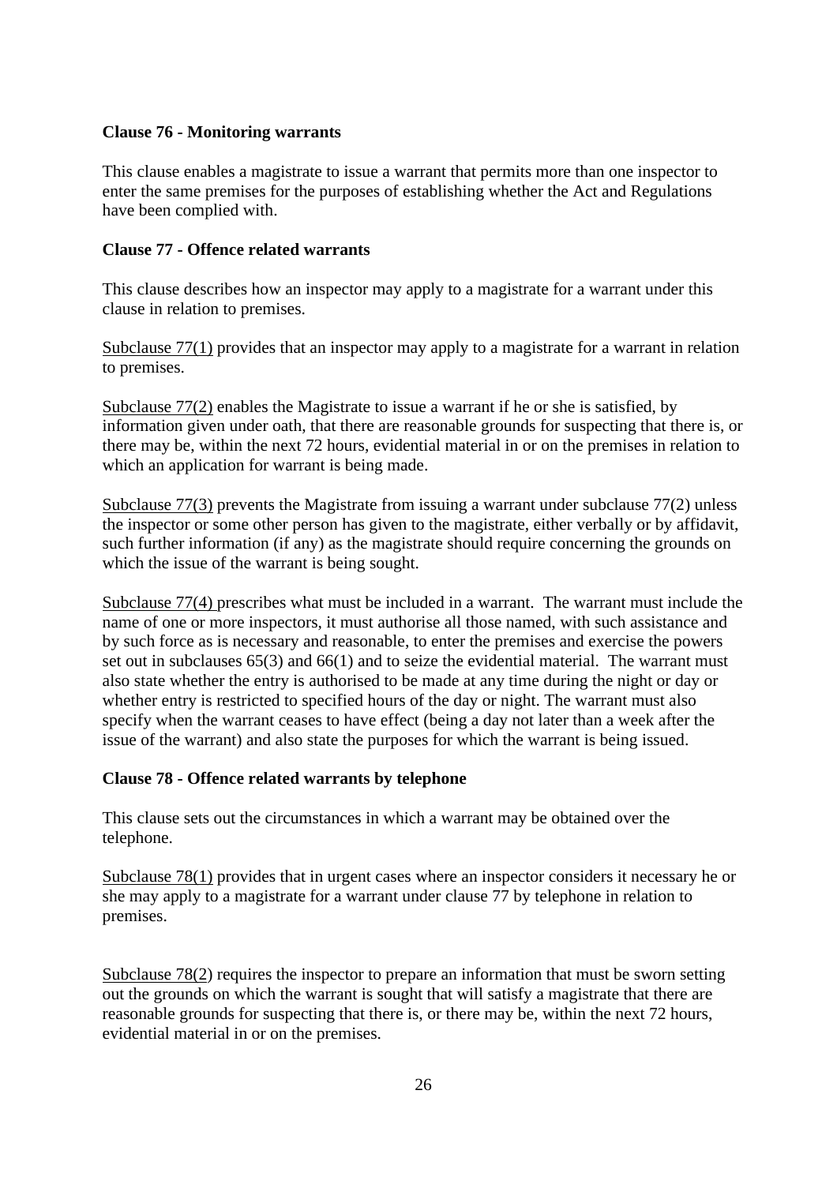**Clause 76 - Monitoring warrants**

This clause enables a magistrate to issue a warrant that permits more than one inspector to enter the same premises for the purposes of establishing whether the Act and Regulations have been complied with.

**Clause 77 - Offence related warrants**

This clause describes how an inspector may apply to a magistrate for a warrant under this clause in relation to premises.

Subclause 77(1) provides that an inspector may apply to a magistrate for a warrant in relation to premises.

Subclause 77(2) enables the Magistrate to issue a warrant if he or she is satisfied, by information given under oath, that there are reasonable grounds for suspecting that there is, or there may be, within the next 72 hours, evidential material in or on the premises in relation to which an application for warrant is being made.

Subclause 77(3) prevents the Magistrate from issuing a warrant under subclause 77(2) unless the inspector or some other person has given to the magistrate, either verbally or by affidavit, such further information (if any) as the magistrate should require concerning the grounds on which the issue of the warrant is being sought.

Subclause 77(4) prescribes what must be included in a warrant. The warrant must include the name of one or more inspectors, it must authorise all those named, with such assistance and by such force as is necessary and reasonable, to enter the premises and exercise the powers set out in subclauses 65(3) and 66(1) and to seize the evidential material. The warrant must also state whether the entry is authorised to be made at any time during the night or day or whether entry is restricted to specified hours of the day or night. The warrant must also specify when the warrant ceases to have effect (being a day not later than a week after the issue of the warrant) and also state the purposes for which the warrant is being issued.

**Clause 78 - Offence related warrants by telephone**

This clause sets out the circumstances in which a warrant may be obtained over the telephone.

Subclause 78(1) provides that in urgent cases where an inspector considers it necessary he or she may apply to a magistrate for a warrant under clause 77 by telephone in relation to premises.

Subclause 78(2) requires the inspector to prepare an information that must be sworn setting out the grounds on which the warrant is sought that will satisfy a magistrate that there are reasonable grounds for suspecting that there is, or there may be, within the next 72 hours, evidential material in or on the premises.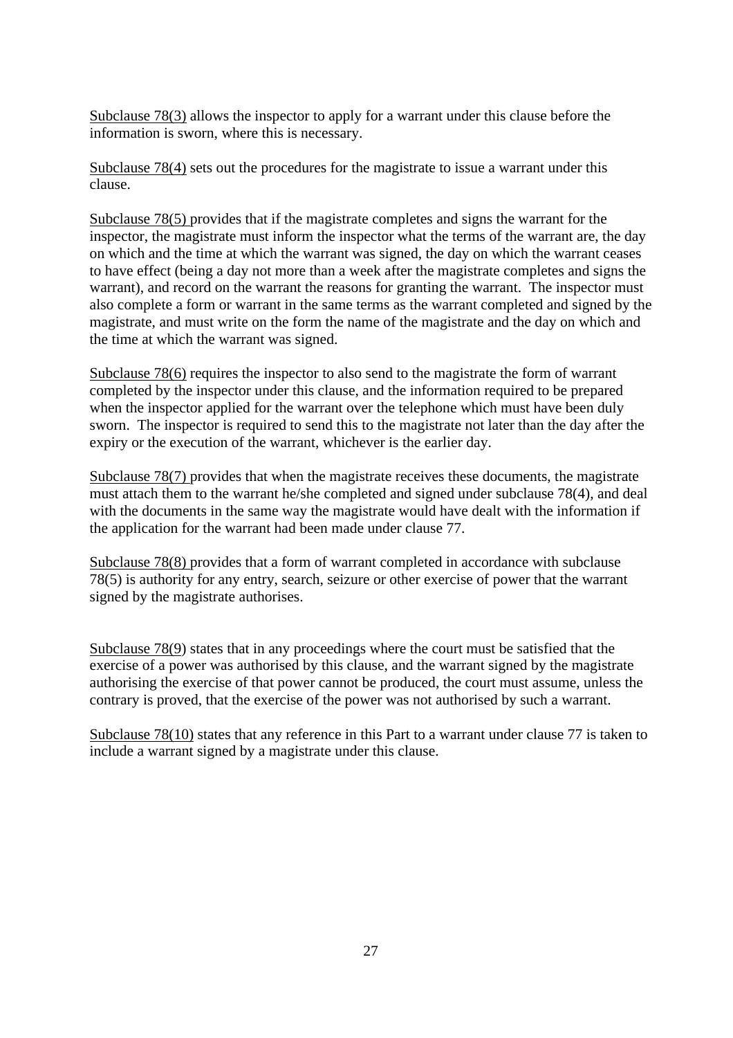Subclause 78(3) allows the inspector to apply for a warrant under this clause before the information is sworn, where this is necessary.

Subclause 78(4) sets out the procedures for the magistrate to issue a warrant under this clause.

Subclause 78(5) provides that if the magistrate completes and signs the warrant for the inspector, the magistrate must inform the inspector what the terms of the warrant are, the day on which and the time at which the warrant was signed, the day on which the warrant ceases to have effect (being a day not more than a week after the magistrate completes and signs the warrant), and record on the warrant the reasons for granting the warrant. The inspector must also complete a form or warrant in the same terms as the warrant completed and signed by the magistrate, and must write on the form the name of the magistrate and the day on which and the time at which the warrant was signed.

Subclause 78(6) requires the inspector to also send to the magistrate the form of warrant completed by the inspector under this clause, and the information required to be prepared when the inspector applied for the warrant over the telephone which must have been duly sworn. The inspector is required to send this to the magistrate not later than the day after the expiry or the execution of the warrant, whichever is the earlier day.

Subclause 78(7) provides that when the magistrate receives these documents, the magistrate must attach them to the warrant he/she completed and signed under subclause 78(4), and deal with the documents in the same way the magistrate would have dealt with the information if the application for the warrant had been made under clause 77.

Subclause 78(8) provides that a form of warrant completed in accordance with subclause 78(5) is authority for any entry, search, seizure or other exercise of power that the warrant signed by the magistrate authorises.

Subclause 78(9) states that in any proceedings where the court must be satisfied that the exercise of a power was authorised by this clause, and the warrant signed by the magistrate authorising the exercise of that power cannot be produced, the court must assume, unless the contrary is proved, that the exercise of the power was not authorised by such a warrant.

Subclause 78(10) states that any reference in this Part to a warrant under clause 77 is taken to include a warrant signed by a magistrate under this clause.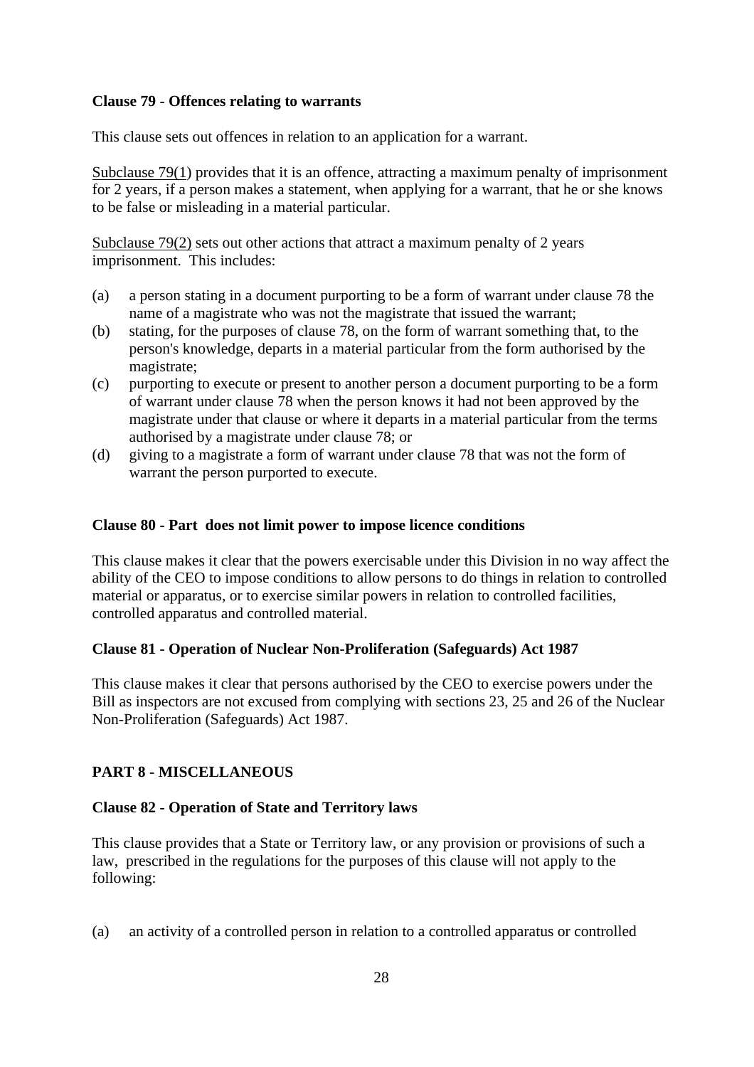**Clause 79 - Offences relating to warrants**

This clause sets out offences in relation to an application for a warrant.

Subclause 79(1) provides that it is an offence, attracting a maximum penalty of imprisonment for 2 years, if a person makes a statement, when applying for a warrant, that he or she knows to be false or misleading in a material particular.

Subclause 79(2) sets out other actions that attract a maximum penalty of 2 years imprisonment. This includes:

(a) a person stating in a document purporting to be a form of warrant under clause 78 the name of a magistrate who was not the magistrate that issued the warrant;
(b) stating, for the purposes of clause 78, on the form of warrant something that, to the person's knowledge, departs in a material particular from the form authorised by the magistrate;
(c) purporting to execute or present to another person a document purporting to be a form of warrant under clause 78 when the person knows it had not been approved by the magistrate under that clause or where it departs in a material particular from the terms authorised by a magistrate under clause 78; or
(d) giving to a magistrate a form of warrant under clause 78 that was not the form of warrant the person purported to execute.

**Clause 80 - Part does not limit power to impose licence conditions**

This clause makes it clear that the powers exercisable under this Division in no way affect the ability of the CEO to impose conditions to allow persons to do things in relation to controlled material or apparatus, or to exercise similar powers in relation to controlled facilities, controlled apparatus and controlled material.

**Clause 81 - Operation of Nuclear Non-Proliferation (Safeguards) Act 1987**

This clause makes it clear that persons authorised by the CEO to exercise powers under the Bill as inspectors are not excused from complying with sections 23, 25 and 26 of the Nuclear Non-Proliferation (Safeguards) Act 1987.

## PART 8 - MISCELLANEOUS

**Clause 82 - Operation of State and Territory laws**

This clause provides that a State or Territory law, or any provision or provisions of such a law, prescribed in the regulations for the purposes of this clause will not apply to the following:

(a) an activity of a controlled person in relation to a controlled apparatus or controlled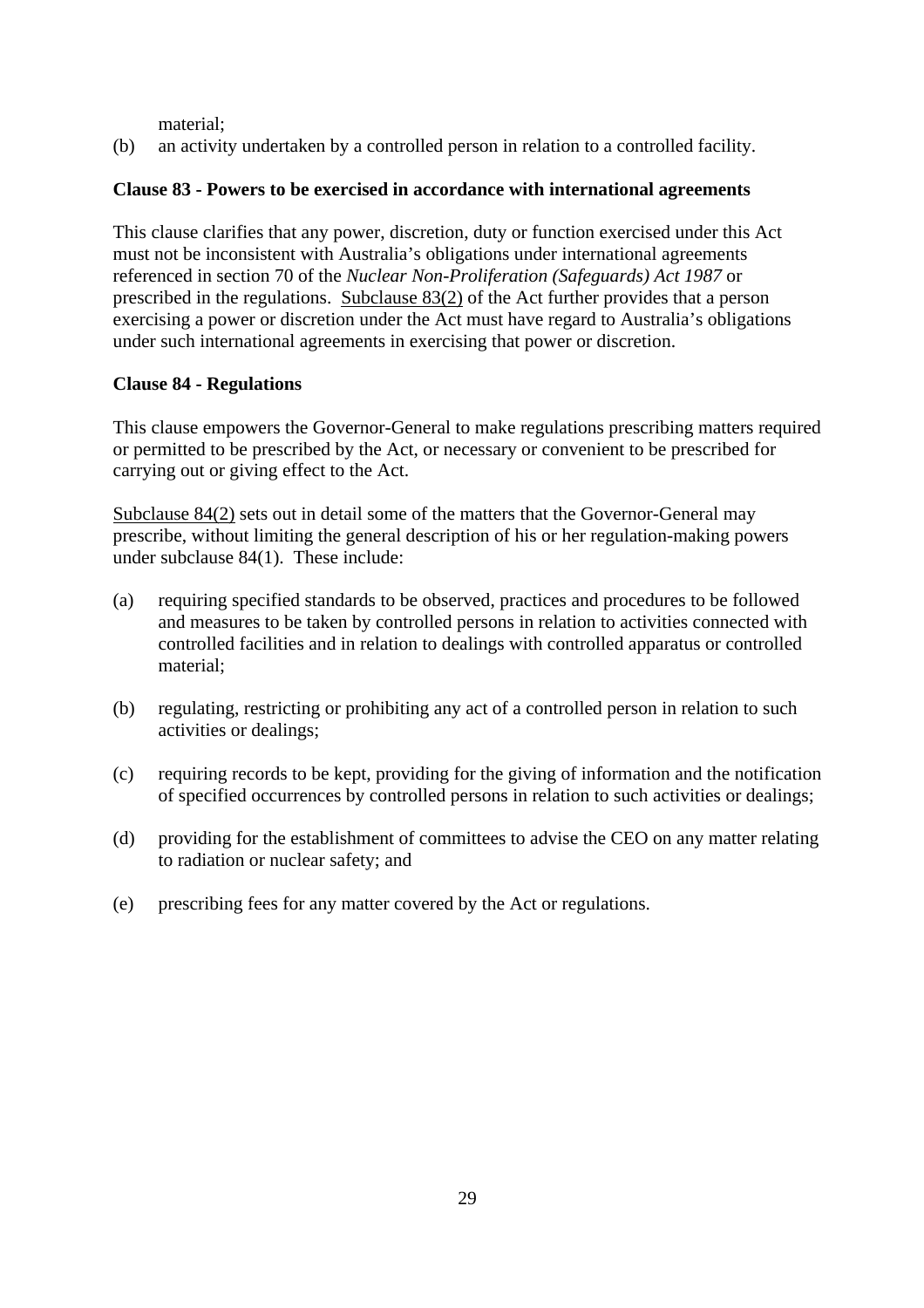material;

(b) an activity undertaken by a controlled person in relation to a controlled facility.

**Clause 83 - Powers to be exercised in accordance with international agreements**

This clause clarifies that any power, discretion, duty or function exercised under this Act must not be inconsistent with Australia's obligations under international agreements referenced in section 70 of the *Nuclear Non-Proliferation (Safeguards) Act 1987* or prescribed in the regulations. Subclause 83(2) of the Act further provides that a person exercising a power or discretion under the Act must have regard to Australia's obligations under such international agreements in exercising that power or discretion.

**Clause 84 - Regulations**

This clause empowers the Governor-General to make regulations prescribing matters required or permitted to be prescribed by the Act, or necessary or convenient to be prescribed for carrying out or giving effect to the Act.

Subclause 84(2) sets out in detail some of the matters that the Governor-General may prescribe, without limiting the general description of his or her regulation-making powers under subclause 84(1). These include:

(a) requiring specified standards to be observed, practices and procedures to be followed and measures to be taken by controlled persons in relation to activities connected with controlled facilities and in relation to dealings with controlled apparatus or controlled material;

(b) regulating, restricting or prohibiting any act of a controlled person in relation to such activities or dealings;

(c) requiring records to be kept, providing for the giving of information and the notification of specified occurrences by controlled persons in relation to such activities or dealings;

(d) providing for the establishment of committees to advise the CEO on any matter relating to radiation or nuclear safety; and

(e) prescribing fees for any matter covered by the Act or regulations.